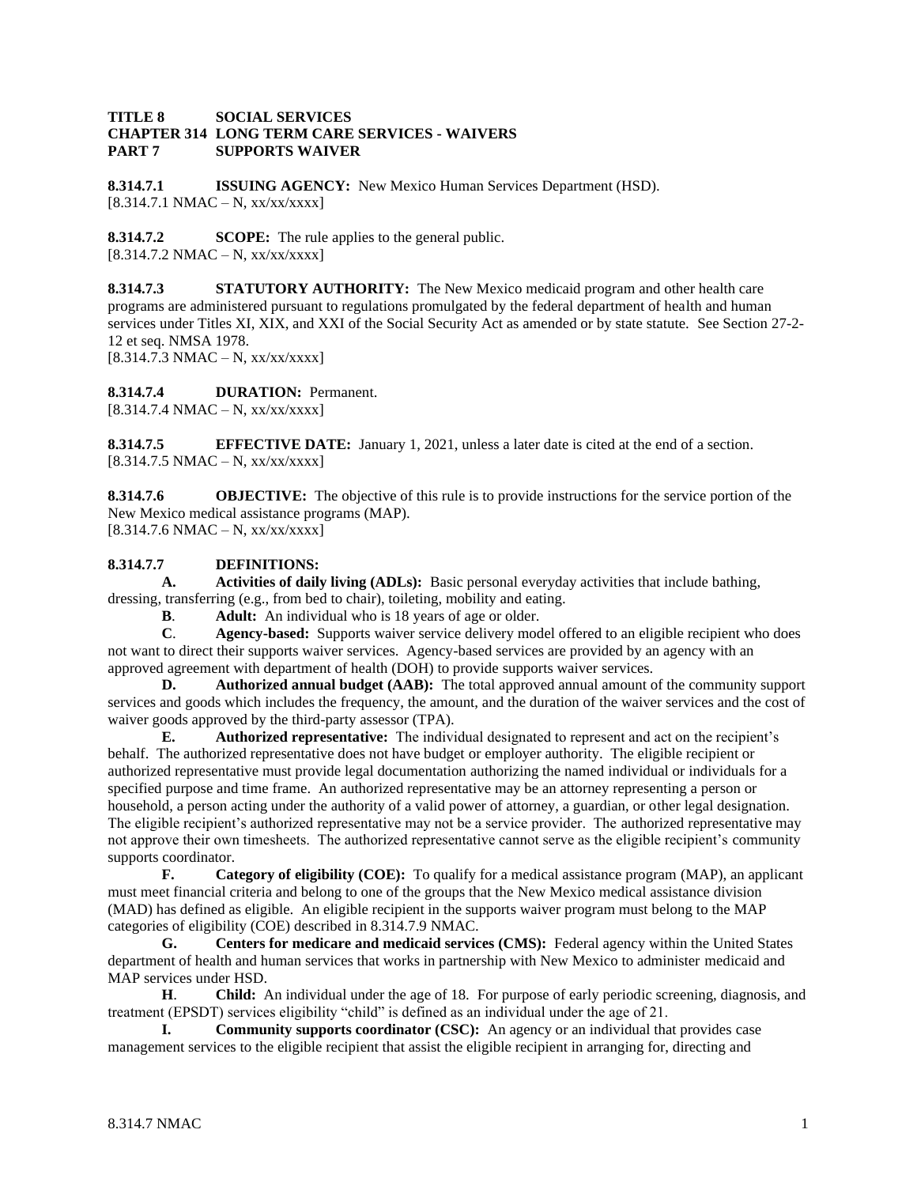**TITLE 8 SOCIAL SERVICES**
**CHAPTER 314 LONG TERM CARE SERVICES - WAIVERS**
**PART 7 SUPPORTS WAIVER**

**8.314.7.1 ISSUING AGENCY:** New Mexico Human Services Department (HSD).
[8.314.7.1 NMAC – N, xx/xx/xxxx]

**8.314.7.2 SCOPE:** The rule applies to the general public.
[8.314.7.2 NMAC – N, xx/xx/xxxx]

**8.314.7.3 STATUTORY AUTHORITY:** The New Mexico medicaid program and other health care programs are administered pursuant to regulations promulgated by the federal department of health and human services under Titles XI, XIX, and XXI of the Social Security Act as amended or by state statute. See Section 27-2-12 et seq. NMSA 1978.
[8.314.7.3 NMAC – N, xx/xx/xxxx]

**8.314.7.4 DURATION:** Permanent.
[8.314.7.4 NMAC – N, xx/xx/xxxx]

**8.314.7.5 EFFECTIVE DATE:** January 1, 2021, unless a later date is cited at the end of a section.
[8.314.7.5 NMAC – N, xx/xx/xxxx]

**8.314.7.6 OBJECTIVE:** The objective of this rule is to provide instructions for the service portion of the New Mexico medical assistance programs (MAP).
[8.314.7.6 NMAC – N, xx/xx/xxxx]

**8.314.7.7 DEFINITIONS:**

**A. Activities of daily living (ADLs):** Basic personal everyday activities that include bathing, dressing, transferring (e.g., from bed to chair), toileting, mobility and eating.

**B**. **Adult:** An individual who is 18 years of age or older.

**C**. **Agency-based:** Supports waiver service delivery model offered to an eligible recipient who does not want to direct their supports waiver services. Agency-based services are provided by an agency with an approved agreement with department of health (DOH) to provide supports waiver services.

**D. Authorized annual budget (AAB):** The total approved annual amount of the community support services and goods which includes the frequency, the amount, and the duration of the waiver services and the cost of waiver goods approved by the third-party assessor (TPA).

**E. Authorized representative:** The individual designated to represent and act on the recipient's behalf. The authorized representative does not have budget or employer authority. The eligible recipient or authorized representative must provide legal documentation authorizing the named individual or individuals for a specified purpose and time frame. An authorized representative may be an attorney representing a person or household, a person acting under the authority of a valid power of attorney, a guardian, or other legal designation. The eligible recipient's authorized representative may not be a service provider. The authorized representative may not approve their own timesheets. The authorized representative cannot serve as the eligible recipient's community supports coordinator.

**F. Category of eligibility (COE):** To qualify for a medical assistance program (MAP), an applicant must meet financial criteria and belong to one of the groups that the New Mexico medical assistance division (MAD) has defined as eligible. An eligible recipient in the supports waiver program must belong to the MAP categories of eligibility (COE) described in 8.314.7.9 NMAC.

**G. Centers for medicare and medicaid services (CMS):** Federal agency within the United States department of health and human services that works in partnership with New Mexico to administer medicaid and MAP services under HSD.

**H**. **Child:** An individual under the age of 18. For purpose of early periodic screening, diagnosis, and treatment (EPSDT) services eligibility "child" is defined as an individual under the age of 21.

**I. Community supports coordinator (CSC):** An agency or an individual that provides case management services to the eligible recipient that assist the eligible recipient in arranging for, directing and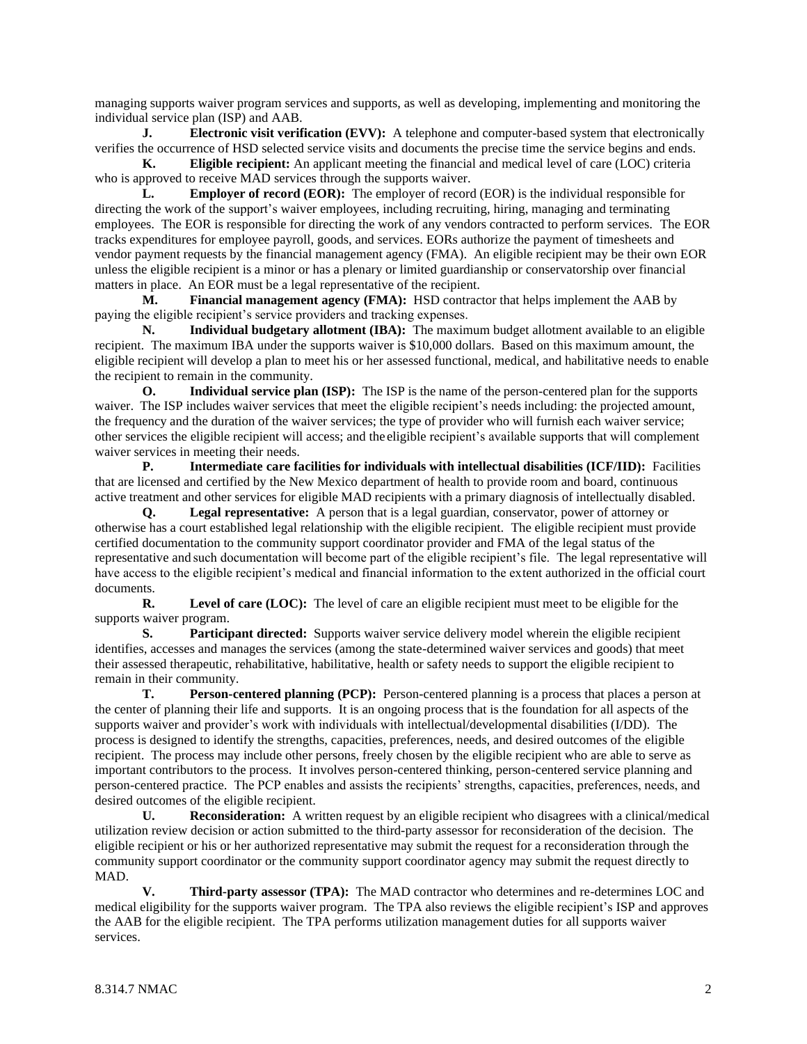managing supports waiver program services and supports, as well as developing, implementing and monitoring the individual service plan (ISP) and AAB.

**J. Electronic visit verification (EVV):** A telephone and computer-based system that electronically verifies the occurrence of HSD selected service visits and documents the precise time the service begins and ends.

**K. Eligible recipient:** An applicant meeting the financial and medical level of care (LOC) criteria who is approved to receive MAD services through the supports waiver.

**L. Employer of record (EOR):** The employer of record (EOR) is the individual responsible for directing the work of the support's waiver employees, including recruiting, hiring, managing and terminating employees. The EOR is responsible for directing the work of any vendors contracted to perform services. The EOR tracks expenditures for employee payroll, goods, and services. EORs authorize the payment of timesheets and vendor payment requests by the financial management agency (FMA). An eligible recipient may be their own EOR unless the eligible recipient is a minor or has a plenary or limited guardianship or conservatorship over financial matters in place. An EOR must be a legal representative of the recipient.

**M. Financial management agency (FMA):** HSD contractor that helps implement the AAB by paying the eligible recipient's service providers and tracking expenses.

**N. Individual budgetary allotment (IBA):** The maximum budget allotment available to an eligible recipient. The maximum IBA under the supports waiver is $10,000 dollars. Based on this maximum amount, the eligible recipient will develop a plan to meet his or her assessed functional, medical, and habilitative needs to enable the recipient to remain in the community.

**O. Individual service plan (ISP):** The ISP is the name of the person-centered plan for the supports waiver. The ISP includes waiver services that meet the eligible recipient's needs including: the projected amount, the frequency and the duration of the waiver services; the type of provider who will furnish each waiver service; other services the eligible recipient will access; and the eligible recipient's available supports that will complement waiver services in meeting their needs.

**P. Intermediate care facilities for individuals with intellectual disabilities (ICF/IID):** Facilities that are licensed and certified by the New Mexico department of health to provide room and board, continuous active treatment and other services for eligible MAD recipients with a primary diagnosis of intellectually disabled.

**Q. Legal representative:** A person that is a legal guardian, conservator, power of attorney or otherwise has a court established legal relationship with the eligible recipient. The eligible recipient must provide certified documentation to the community support coordinator provider and FMA of the legal status of the representative and such documentation will become part of the eligible recipient's file. The legal representative will have access to the eligible recipient's medical and financial information to the extent authorized in the official court documents.

**R. Level of care (LOC):** The level of care an eligible recipient must meet to be eligible for the supports waiver program.

**S. Participant directed:** Supports waiver service delivery model wherein the eligible recipient identifies, accesses and manages the services (among the state-determined waiver services and goods) that meet their assessed therapeutic, rehabilitative, habilitative, health or safety needs to support the eligible recipient to remain in their community.

**T. Person-centered planning (PCP):** Person-centered planning is a process that places a person at the center of planning their life and supports. It is an ongoing process that is the foundation for all aspects of the supports waiver and provider's work with individuals with intellectual/developmental disabilities (I/DD). The process is designed to identify the strengths, capacities, preferences, needs, and desired outcomes of the eligible recipient. The process may include other persons, freely chosen by the eligible recipient who are able to serve as important contributors to the process. It involves person-centered thinking, person-centered service planning and person-centered practice. The PCP enables and assists the recipients' strengths, capacities, preferences, needs, and desired outcomes of the eligible recipient.

**U. Reconsideration:** A written request by an eligible recipient who disagrees with a clinical/medical utilization review decision or action submitted to the third-party assessor for reconsideration of the decision. The eligible recipient or his or her authorized representative may submit the request for a reconsideration through the community support coordinator or the community support coordinator agency may submit the request directly to MAD.

**V. Third-party assessor (TPA):** The MAD contractor who determines and re-determines LOC and medical eligibility for the supports waiver program. The TPA also reviews the eligible recipient's ISP and approves the AAB for the eligible recipient. The TPA performs utilization management duties for all supports waiver services.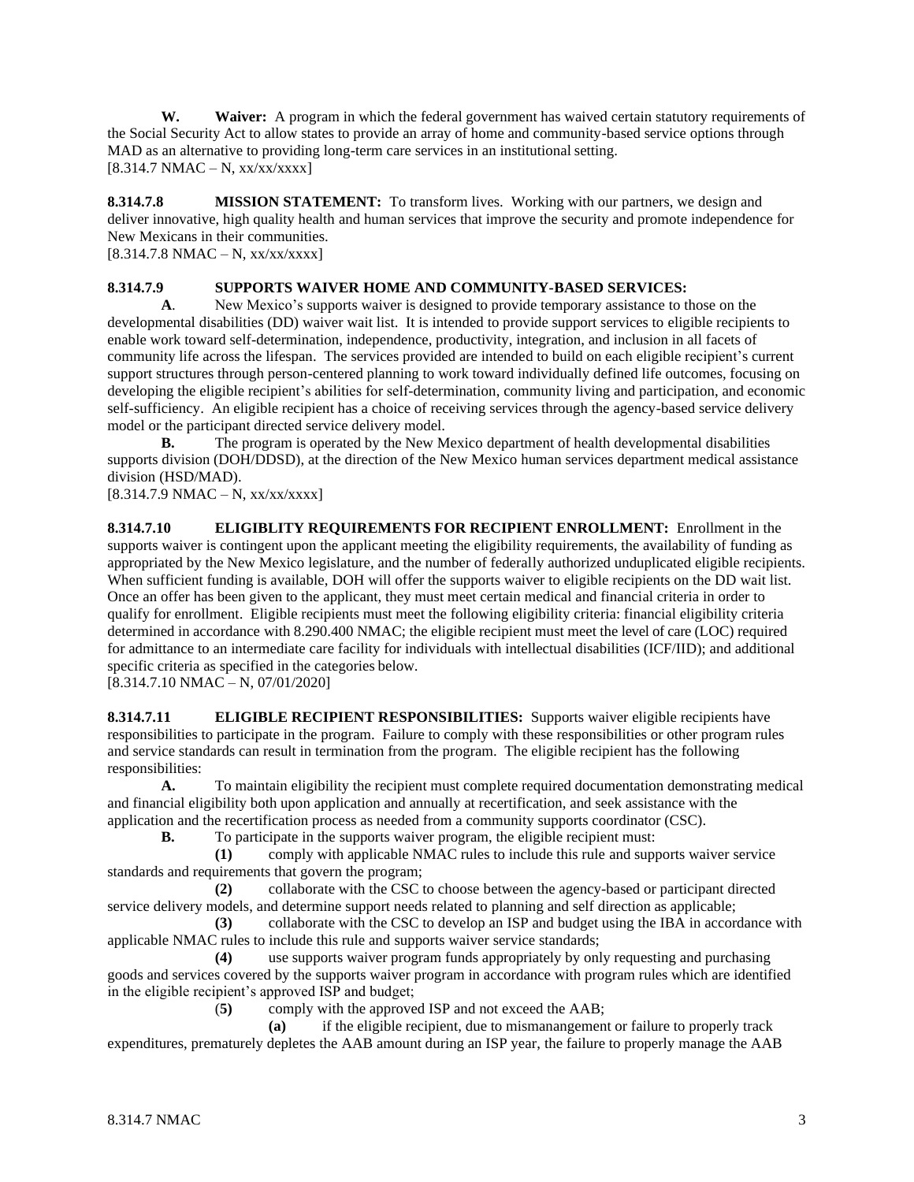**W. Waiver:** A program in which the federal government has waived certain statutory requirements of the Social Security Act to allow states to provide an array of home and community-based service options through MAD as an alternative to providing long-term care services in an institutional setting.
[8.314.7 NMAC – N, xx/xx/xxxx]

**8.314.7.8 MISSION STATEMENT:** To transform lives. Working with our partners, we design and deliver innovative, high quality health and human services that improve the security and promote independence for New Mexicans in their communities.
[8.314.7.8 NMAC – N, xx/xx/xxxx]

**8.314.7.9 SUPPORTS WAIVER HOME AND COMMUNITY-BASED SERVICES:**

**A**. New Mexico's supports waiver is designed to provide temporary assistance to those on the developmental disabilities (DD) waiver wait list. It is intended to provide support services to eligible recipients to enable work toward self-determination, independence, productivity, integration, and inclusion in all facets of community life across the lifespan. The services provided are intended to build on each eligible recipient's current support structures through person-centered planning to work toward individually defined life outcomes, focusing on developing the eligible recipient's abilities for self-determination, community living and participation, and economic self-sufficiency. An eligible recipient has a choice of receiving services through the agency-based service delivery model or the participant directed service delivery model.

**B.** The program is operated by the New Mexico department of health developmental disabilities supports division (DOH/DDSD), at the direction of the New Mexico human services department medical assistance division (HSD/MAD).
[8.314.7.9 NMAC – N, xx/xx/xxxx]

**8.314.7.10 ELIGIBLITY REQUIREMENTS FOR RECIPIENT ENROLLMENT:** Enrollment in the supports waiver is contingent upon the applicant meeting the eligibility requirements, the availability of funding as appropriated by the New Mexico legislature, and the number of federally authorized unduplicated eligible recipients. When sufficient funding is available, DOH will offer the supports waiver to eligible recipients on the DD wait list. Once an offer has been given to the applicant, they must meet certain medical and financial criteria in order to qualify for enrollment. Eligible recipients must meet the following eligibility criteria: financial eligibility criteria determined in accordance with 8.290.400 NMAC; the eligible recipient must meet the level of care (LOC) required for admittance to an intermediate care facility for individuals with intellectual disabilities (ICF/IID); and additional specific criteria as specified in the categories below.
[8.314.7.10 NMAC – N, 07/01/2020]

**8.314.7.11 ELIGIBLE RECIPIENT RESPONSIBILITIES:** Supports waiver eligible recipients have responsibilities to participate in the program. Failure to comply with these responsibilities or other program rules and service standards can result in termination from the program. The eligible recipient has the following responsibilities:

**A.** To maintain eligibility the recipient must complete required documentation demonstrating medical and financial eligibility both upon application and annually at recertification, and seek assistance with the application and the recertification process as needed from a community supports coordinator (CSC).

**B.** To participate in the supports waiver program, the eligible recipient must:

**(1)** comply with applicable NMAC rules to include this rule and supports waiver service standards and requirements that govern the program;

**(2)** collaborate with the CSC to choose between the agency-based or participant directed service delivery models, and determine support needs related to planning and self direction as applicable;

**(3)** collaborate with the CSC to develop an ISP and budget using the IBA in accordance with applicable NMAC rules to include this rule and supports waiver service standards;

**(4)** use supports waiver program funds appropriately by only requesting and purchasing goods and services covered by the supports waiver program in accordance with program rules which are identified in the eligible recipient's approved ISP and budget;

(**5)** comply with the approved ISP and not exceed the AAB;

**(a)** if the eligible recipient, due to mismanangement or failure to properly track expenditures, prematurely depletes the AAB amount during an ISP year, the failure to properly manage the AAB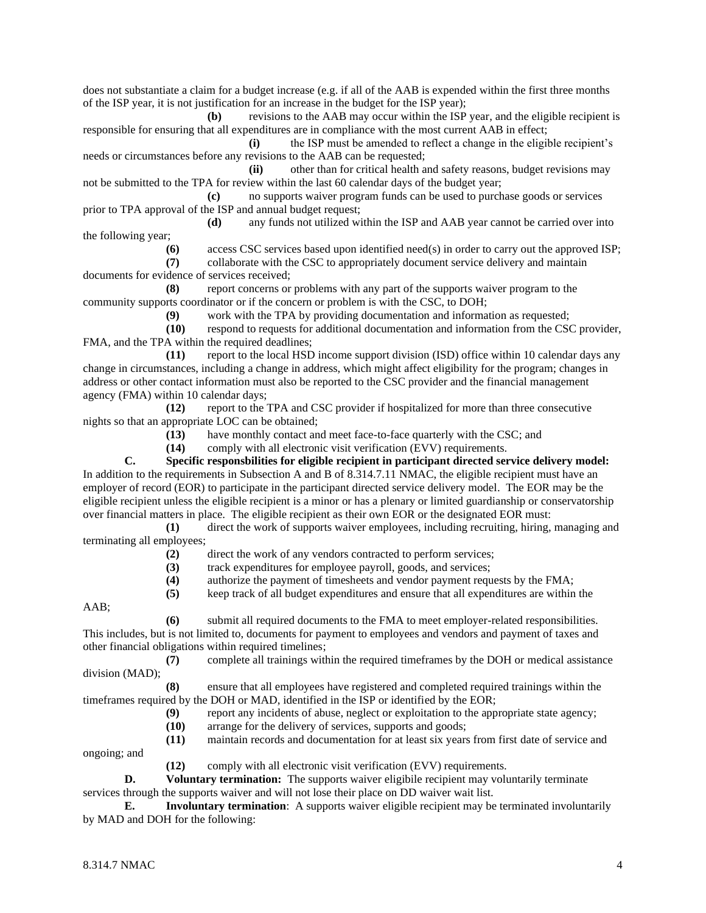does not substantiate a claim for a budget increase (e.g. if all of the AAB is expended within the first three months of the ISP year, it is not justification for an increase in the budget for the ISP year);

**(b)** revisions to the AAB may occur within the ISP year, and the eligible recipient is responsible for ensuring that all expenditures are in compliance with the most current AAB in effect;

**(i)** the ISP must be amended to reflect a change in the eligible recipient's needs or circumstances before any revisions to the AAB can be requested;

**(ii)** other than for critical health and safety reasons, budget revisions may not be submitted to the TPA for review within the last 60 calendar days of the budget year;

**(c)** no supports waiver program funds can be used to purchase goods or services prior to TPA approval of the ISP and annual budget request;

**(d)** any funds not utilized within the ISP and AAB year cannot be carried over into the following year;

**(6)** access CSC services based upon identified need(s) in order to carry out the approved ISP;

**(7)** collaborate with the CSC to appropriately document service delivery and maintain documents for evidence of services received;

**(8)** report concerns or problems with any part of the supports waiver program to the community supports coordinator or if the concern or problem is with the CSC, to DOH;

**(9)** work with the TPA by providing documentation and information as requested;

**(10)** respond to requests for additional documentation and information from the CSC provider, FMA, and the TPA within the required deadlines;

**(11)** report to the local HSD income support division (ISD) office within 10 calendar days any change in circumstances, including a change in address, which might affect eligibility for the program; changes in address or other contact information must also be reported to the CSC provider and the financial management agency (FMA) within 10 calendar days;

**(12)** report to the TPA and CSC provider if hospitalized for more than three consecutive nights so that an appropriate LOC can be obtained;

**(13)** have monthly contact and meet face-to-face quarterly with the CSC; and

**(14)** comply with all electronic visit verification (EVV) requirements.

**C. Specific responsbilities for eligible recipient in participant directed service delivery model:** In addition to the requirements in Subsection A and B of 8.314.7.11 NMAC, the eligible recipient must have an employer of record (EOR) to participate in the participant directed service delivery model. The EOR may be the eligible recipient unless the eligible recipient is a minor or has a plenary or limited guardianship or conservatorship over financial matters in place. The eligible recipient as their own EOR or the designated EOR must:

**(1)** direct the work of supports waiver employees, including recruiting, hiring, managing and terminating all employees;

**(2)** direct the work of any vendors contracted to perform services;

**(3)** track expenditures for employee payroll, goods, and services;

**(4)** authorize the payment of timesheets and vendor payment requests by the FMA;

**(5)** keep track of all budget expenditures and ensure that all expenditures are within the AAB;

**(6)** submit all required documents to the FMA to meet employer-related responsibilities. This includes, but is not limited to, documents for payment to employees and vendors and payment of taxes and other financial obligations within required timelines;

**(7)** complete all trainings within the required timeframes by the DOH or medical assistance division (MAD);

**(8)** ensure that all employees have registered and completed required trainings within the timeframes required by the DOH or MAD, identified in the ISP or identified by the EOR;

**(9)** report any incidents of abuse, neglect or exploitation to the appropriate state agency;

**(10)** arrange for the delivery of services, supports and goods;

**(11)** maintain records and documentation for at least six years from first date of service and ongoing; and

**(12)** comply with all electronic visit verification (EVV) requirements.

**D. Voluntary termination:** The supports waiver eligibile recipient may voluntarily terminate services through the supports waiver and will not lose their place on DD waiver wait list.

**E. Involuntary termination**: A supports waiver eligible recipient may be terminated involuntarily by MAD and DOH for the following: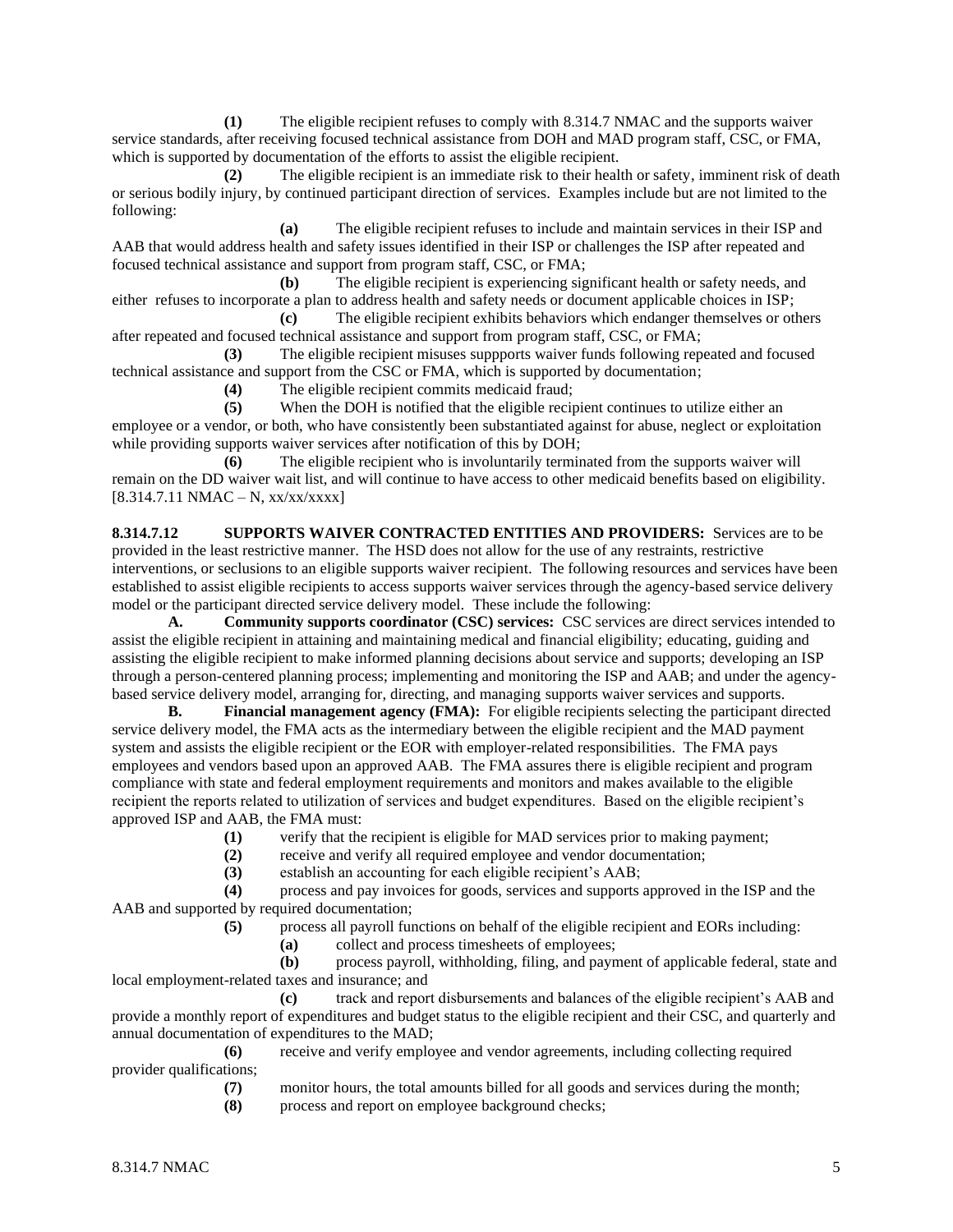**(1)** The eligible recipient refuses to comply with 8.314.7 NMAC and the supports waiver service standards, after receiving focused technical assistance from DOH and MAD program staff, CSC, or FMA, which is supported by documentation of the efforts to assist the eligible recipient.

**(2)** The eligible recipient is an immediate risk to their health or safety, imminent risk of death or serious bodily injury, by continued participant direction of services. Examples include but are not limited to the following:

**(a)** The eligible recipient refuses to include and maintain services in their ISP and AAB that would address health and safety issues identified in their ISP or challenges the ISP after repeated and focused technical assistance and support from program staff, CSC, or FMA;

**(b)** The eligible recipient is experiencing significant health or safety needs, and either refuses to incorporate a plan to address health and safety needs or document applicable choices in ISP;

**(c)** The eligible recipient exhibits behaviors which endanger themselves or others after repeated and focused technical assistance and support from program staff, CSC, or FMA;

**(3)** The eligible recipient misuses suppports waiver funds following repeated and focused technical assistance and support from the CSC or FMA, which is supported by documentation;

**(4)** The eligible recipient commits medicaid fraud;

**(5)** When the DOH is notified that the eligible recipient continues to utilize either an employee or a vendor, or both, who have consistently been substantiated against for abuse, neglect or exploitation while providing supports waiver services after notification of this by DOH;

**(6)** The eligible recipient who is involuntarily terminated from the supports waiver will remain on the DD waiver wait list, and will continue to have access to other medicaid benefits based on eligibility.

[8.314.7.11 NMAC – N, xx/xx/xxxx]

**8.314.7.12 SUPPORTS WAIVER CONTRACTED ENTITIES AND PROVIDERS:** Services are to be provided in the least restrictive manner. The HSD does not allow for the use of any restraints, restrictive interventions, or seclusions to an eligible supports waiver recipient. The following resources and services have been established to assist eligible recipients to access supports waiver services through the agency-based service delivery model or the participant directed service delivery model. These include the following:

**A. Community supports coordinator (CSC) services:** CSC services are direct services intended to assist the eligible recipient in attaining and maintaining medical and financial eligibility; educating, guiding and assisting the eligible recipient to make informed planning decisions about service and supports; developing an ISP through a person-centered planning process; implementing and monitoring the ISP and AAB; and under the agency-based service delivery model, arranging for, directing, and managing supports waiver services and supports.

**B. Financial management agency (FMA):** For eligible recipients selecting the participant directed service delivery model, the FMA acts as the intermediary between the eligible recipient and the MAD payment system and assists the eligible recipient or the EOR with employer-related responsibilities. The FMA pays employees and vendors based upon an approved AAB. The FMA assures there is eligible recipient and program compliance with state and federal employment requirements and monitors and makes available to the eligible recipient the reports related to utilization of services and budget expenditures. Based on the eligible recipient's approved ISP and AAB, the FMA must:

**(1)** verify that the recipient is eligible for MAD services prior to making payment;

**(2)** receive and verify all required employee and vendor documentation;

**(3)** establish an accounting for each eligible recipient's AAB;

**(4)** process and pay invoices for goods, services and supports approved in the ISP and the AAB and supported by required documentation;

**(5)** process all payroll functions on behalf of the eligible recipient and EORs including:

**(a)** collect and process timesheets of employees;

**(b)** process payroll, withholding, filing, and payment of applicable federal, state and local employment-related taxes and insurance; and

**(c)** track and report disbursements and balances of the eligible recipient's AAB and provide a monthly report of expenditures and budget status to the eligible recipient and their CSC, and quarterly and annual documentation of expenditures to the MAD;

**(6)** receive and verify employee and vendor agreements, including collecting required provider qualifications;

**(7)** monitor hours, the total amounts billed for all goods and services during the month;

**(8)** process and report on employee background checks;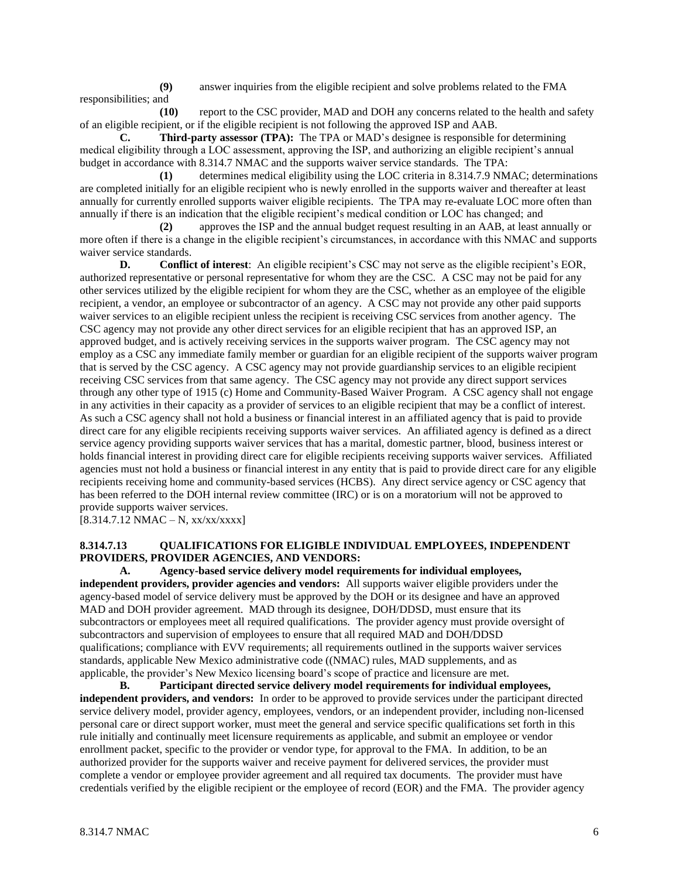**(9)** answer inquiries from the eligible recipient and solve problems related to the FMA responsibilities; and

**(10)** report to the CSC provider, MAD and DOH any concerns related to the health and safety of an eligible recipient, or if the eligible recipient is not following the approved ISP and AAB.

**C. Third-party assessor (TPA):** The TPA or MAD's designee is responsible for determining medical eligibility through a LOC assessment, approving the ISP, and authorizing an eligible recipient's annual budget in accordance with 8.314.7 NMAC and the supports waiver service standards. The TPA:

**(1)** determines medical eligibility using the LOC criteria in 8.314.7.9 NMAC; determinations are completed initially for an eligible recipient who is newly enrolled in the supports waiver and thereafter at least annually for currently enrolled supports waiver eligible recipients. The TPA may re-evaluate LOC more often than annually if there is an indication that the eligible recipient's medical condition or LOC has changed; and

**(2)** approves the ISP and the annual budget request resulting in an AAB, at least annually or more often if there is a change in the eligible recipient's circumstances, in accordance with this NMAC and supports waiver service standards.

**D. Conflict of interest**: An eligible recipient's CSC may not serve as the eligible recipient's EOR, authorized representative or personal representative for whom they are the CSC. A CSC may not be paid for any other services utilized by the eligible recipient for whom they are the CSC, whether as an employee of the eligible recipient, a vendor, an employee or subcontractor of an agency. A CSC may not provide any other paid supports waiver services to an eligible recipient unless the recipient is receiving CSC services from another agency. The CSC agency may not provide any other direct services for an eligible recipient that has an approved ISP, an approved budget, and is actively receiving services in the supports waiver program. The CSC agency may not employ as a CSC any immediate family member or guardian for an eligible recipient of the supports waiver program that is served by the CSC agency. A CSC agency may not provide guardianship services to an eligible recipient receiving CSC services from that same agency. The CSC agency may not provide any direct support services through any other type of 1915 (c) Home and Community-Based Waiver Program. A CSC agency shall not engage in any activities in their capacity as a provider of services to an eligible recipient that may be a conflict of interest. As such a CSC agency shall not hold a business or financial interest in an affiliated agency that is paid to provide direct care for any eligible recipients receiving supports waiver services. An affiliated agency is defined as a direct service agency providing supports waiver services that has a marital, domestic partner, blood, business interest or holds financial interest in providing direct care for eligible recipients receiving supports waiver services. Affiliated agencies must not hold a business or financial interest in any entity that is paid to provide direct care for any eligible recipients receiving home and community-based services (HCBS). Any direct service agency or CSC agency that has been referred to the DOH internal review committee (IRC) or is on a moratorium will not be approved to provide supports waiver services.

[8.314.7.12 NMAC – N, xx/xx/xxxx]

**8.314.7.13 QUALIFICATIONS FOR ELIGIBLE INDIVIDUAL EMPLOYEES, INDEPENDENT PROVIDERS, PROVIDER AGENCIES, AND VENDORS:**

**A. Agency-based service delivery model requirements for individual employees, independent providers, provider agencies and vendors:** All supports waiver eligible providers under the agency-based model of service delivery must be approved by the DOH or its designee and have an approved MAD and DOH provider agreement. MAD through its designee, DOH/DDSD, must ensure that its subcontractors or employees meet all required qualifications. The provider agency must provide oversight of subcontractors and supervision of employees to ensure that all required MAD and DOH/DDSD qualifications; compliance with EVV requirements; all requirements outlined in the supports waiver services standards, applicable New Mexico administrative code ((NMAC) rules, MAD supplements, and as applicable, the provider's New Mexico licensing board's scope of practice and licensure are met.

**B. Participant directed service delivery model requirements for individual employees, independent providers, and vendors:** In order to be approved to provide services under the participant directed service delivery model, provider agency, employees, vendors, or an independent provider, including non-licensed personal care or direct support worker, must meet the general and service specific qualifications set forth in this rule initially and continually meet licensure requirements as applicable, and submit an employee or vendor enrollment packet, specific to the provider or vendor type, for approval to the FMA. In addition, to be an authorized provider for the supports waiver and receive payment for delivered services, the provider must complete a vendor or employee provider agreement and all required tax documents. The provider must have credentials verified by the eligible recipient or the employee of record (EOR) and the FMA. The provider agency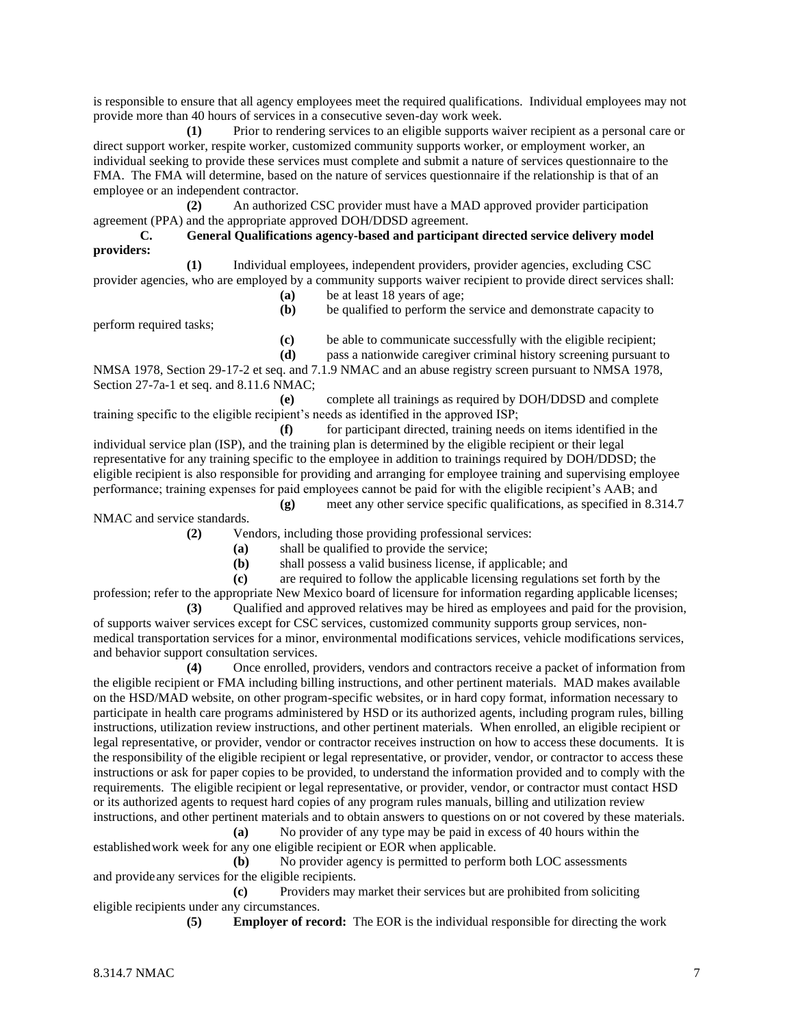is responsible to ensure that all agency employees meet the required qualifications. Individual employees may not provide more than 40 hours of services in a consecutive seven-day work week.

**(1)** Prior to rendering services to an eligible supports waiver recipient as a personal care or direct support worker, respite worker, customized community supports worker, or employment worker, an individual seeking to provide these services must complete and submit a nature of services questionnaire to the FMA. The FMA will determine, based on the nature of services questionnaire if the relationship is that of an employee or an independent contractor.

**(2)** An authorized CSC provider must have a MAD approved provider participation agreement (PPA) and the appropriate approved DOH/DDSD agreement.

**C. General Qualifications agency-based and participant directed service delivery model providers:**

**(1)** Individual employees, independent providers, provider agencies, excluding CSC provider agencies, who are employed by a community supports waiver recipient to provide direct services shall:

**(a)** be at least 18 years of age;

**(b)** be qualified to perform the service and demonstrate capacity to perform required tasks;

**(c)** be able to communicate successfully with the eligible recipient;

**(d)** pass a nationwide caregiver criminal history screening pursuant to NMSA 1978, Section 29-17-2 et seq. and 7.1.9 NMAC and an abuse registry screen pursuant to NMSA 1978, Section 27-7a-1 et seq. and 8.11.6 NMAC;

**(e)** complete all trainings as required by DOH/DDSD and complete training specific to the eligible recipient's needs as identified in the approved ISP;

**(f)** for participant directed, training needs on items identified in the individual service plan (ISP), and the training plan is determined by the eligible recipient or their legal representative for any training specific to the employee in addition to trainings required by DOH/DDSD; the eligible recipient is also responsible for providing and arranging for employee training and supervising employee performance; training expenses for paid employees cannot be paid for with the eligible recipient's AAB; and

**(g)** meet any other service specific qualifications, as specified in 8.314.7 NMAC and service standards.

**(2)** Vendors, including those providing professional services:

**(a)** shall be qualified to provide the service;

**(b)** shall possess a valid business license, if applicable; and

**(c)** are required to follow the applicable licensing regulations set forth by the profession; refer to the appropriate New Mexico board of licensure for information regarding applicable licenses;

**(3)** Qualified and approved relatives may be hired as employees and paid for the provision, of supports waiver services except for CSC services, customized community supports group services, non-medical transportation services for a minor, environmental modifications services, vehicle modifications services, and behavior support consultation services.

**(4)** Once enrolled, providers, vendors and contractors receive a packet of information from the eligible recipient or FMA including billing instructions, and other pertinent materials. MAD makes available on the HSD/MAD website, on other program-specific websites, or in hard copy format, information necessary to participate in health care programs administered by HSD or its authorized agents, including program rules, billing instructions, utilization review instructions, and other pertinent materials. When enrolled, an eligible recipient or legal representative, or provider, vendor or contractor receives instruction on how to access these documents. It is the responsibility of the eligible recipient or legal representative, or provider, vendor, or contractor to access these instructions or ask for paper copies to be provided, to understand the information provided and to comply with the requirements. The eligible recipient or legal representative, or provider, vendor, or contractor must contact HSD or its authorized agents to request hard copies of any program rules manuals, billing and utilization review instructions, and other pertinent materials and to obtain answers to questions on or not covered by these materials.

**(a)** No provider of any type may be paid in excess of 40 hours within the established work week for any one eligible recipient or EOR when applicable.

**(b)** No provider agency is permitted to perform both LOC assessments and provide any services for the eligible recipients.

**(c)** Providers may market their services but are prohibited from soliciting eligible recipients under any circumstances.

**(5)** **Employer of record:** The EOR is the individual responsible for directing the work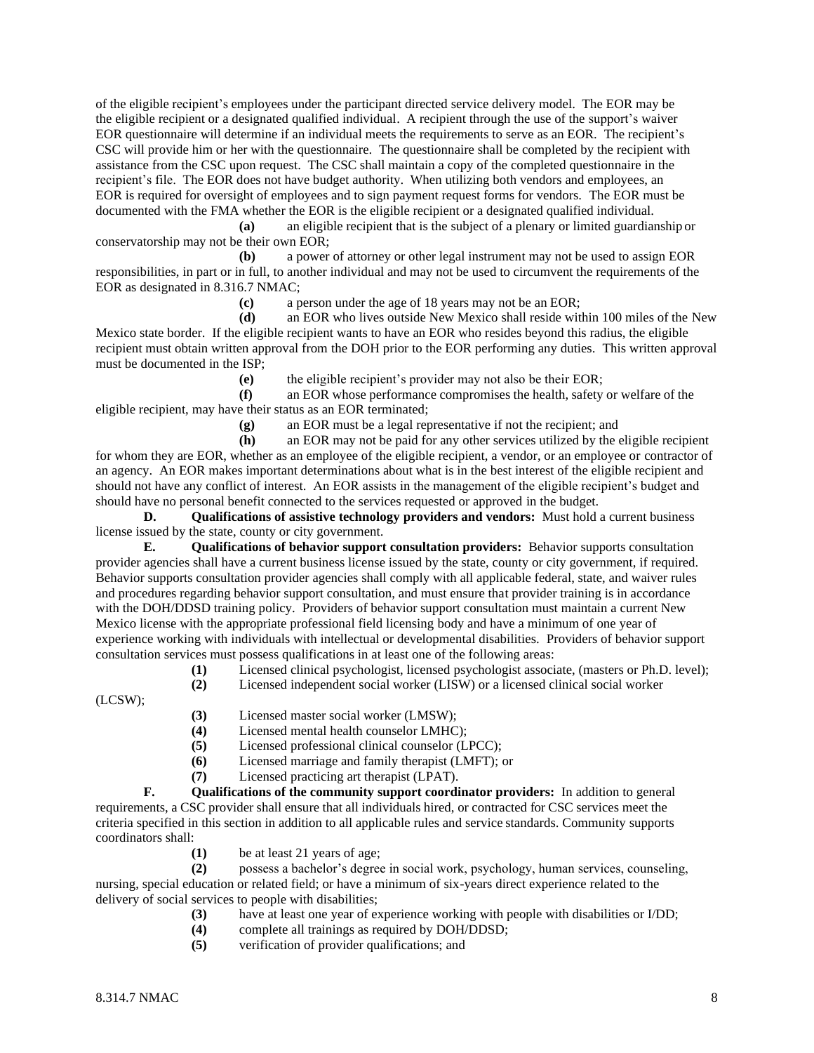of the eligible recipient's employees under the participant directed service delivery model. The EOR may be the eligible recipient or a designated qualified individual. A recipient through the use of the support's waiver EOR questionnaire will determine if an individual meets the requirements to serve as an EOR. The recipient's CSC will provide him or her with the questionnaire. The questionnaire shall be completed by the recipient with assistance from the CSC upon request. The CSC shall maintain a copy of the completed questionnaire in the recipient's file. The EOR does not have budget authority. When utilizing both vendors and employees, an EOR is required for oversight of employees and to sign payment request forms for vendors. The EOR must be documented with the FMA whether the EOR is the eligible recipient or a designated qualified individual.

**(a)** an eligible recipient that is the subject of a plenary or limited guardianship or conservatorship may not be their own EOR;

**(b)** a power of attorney or other legal instrument may not be used to assign EOR responsibilities, in part or in full, to another individual and may not be used to circumvent the requirements of the EOR as designated in 8.316.7 NMAC;

**(c)** a person under the age of 18 years may not be an EOR;

**(d)** an EOR who lives outside New Mexico shall reside within 100 miles of the New Mexico state border. If the eligible recipient wants to have an EOR who resides beyond this radius, the eligible recipient must obtain written approval from the DOH prior to the EOR performing any duties. This written approval must be documented in the ISP;

**(e)** the eligible recipient's provider may not also be their EOR;

**(f)** an EOR whose performance compromises the health, safety or welfare of the eligible recipient, may have their status as an EOR terminated;

**(g)** an EOR must be a legal representative if not the recipient; and

**(h)** an EOR may not be paid for any other services utilized by the eligible recipient for whom they are EOR, whether as an employee of the eligible recipient, a vendor, or an employee or contractor of an agency. An EOR makes important determinations about what is in the best interest of the eligible recipient and should not have any conflict of interest. An EOR assists in the management of the eligible recipient's budget and should have no personal benefit connected to the services requested or approved in the budget.

**D. Qualifications of assistive technology providers and vendors:** Must hold a current business license issued by the state, county or city government.

**E. Qualifications of behavior support consultation providers:** Behavior supports consultation provider agencies shall have a current business license issued by the state, county or city government, if required. Behavior supports consultation provider agencies shall comply with all applicable federal, state, and waiver rules and procedures regarding behavior support consultation, and must ensure that provider training is in accordance with the DOH/DDSD training policy. Providers of behavior support consultation must maintain a current New Mexico license with the appropriate professional field licensing body and have a minimum of one year of experience working with individuals with intellectual or developmental disabilities. Providers of behavior support consultation services must possess qualifications in at least one of the following areas:

**(1)** Licensed clinical psychologist, licensed psychologist associate, (masters or Ph.D. level);

**(2)** Licensed independent social worker (LISW) or a licensed clinical social worker (LCSW);

**(3)** Licensed master social worker (LMSW);

**(4)** Licensed mental health counselor LMHC);

**(5)** Licensed professional clinical counselor (LPCC);

**(6)** Licensed marriage and family therapist (LMFT); or

**(7)** Licensed practicing art therapist (LPAT).

**F. Qualifications of the community support coordinator providers:** In addition to general requirements, a CSC provider shall ensure that all individuals hired, or contracted for CSC services meet the criteria specified in this section in addition to all applicable rules and service standards. Community supports coordinators shall:

**(1)** be at least 21 years of age;

**(2)** possess a bachelor's degree in social work, psychology, human services, counseling, nursing, special education or related field; or have a minimum of six-years direct experience related to the delivery of social services to people with disabilities;

**(3)** have at least one year of experience working with people with disabilities or I/DD;

**(4)** complete all trainings as required by DOH/DDSD;

**(5)** verification of provider qualifications; and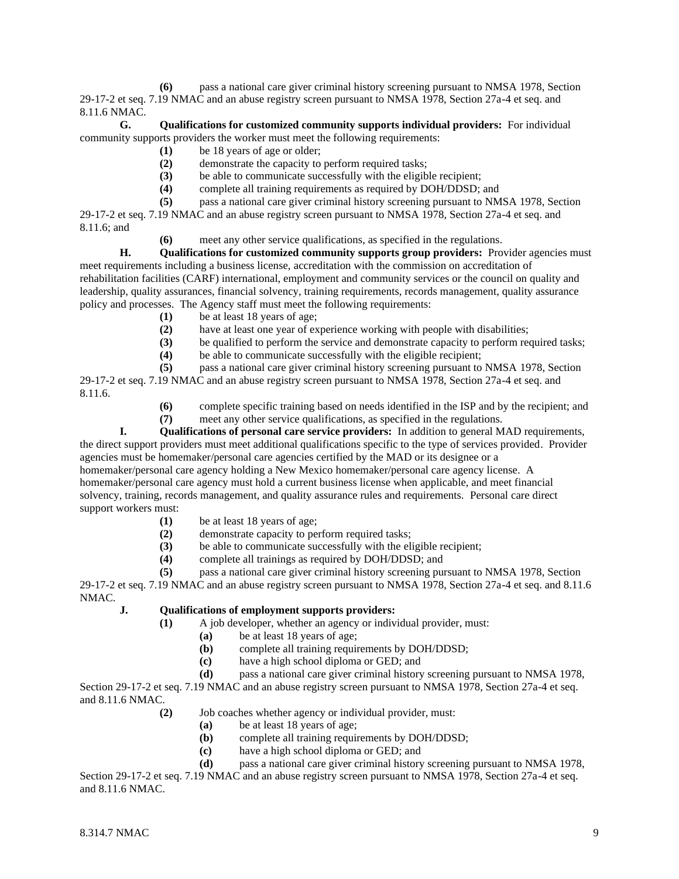**(6)** pass a national care giver criminal history screening pursuant to NMSA 1978, Section 29-17-2 et seq. 7.19 NMAC and an abuse registry screen pursuant to NMSA 1978, Section 27a-4 et seq. and 8.11.6 NMAC.

**G. Qualifications for customized community supports individual providers:** For individual community supports providers the worker must meet the following requirements:

**(1)** be 18 years of age or older;

**(2)** demonstrate the capacity to perform required tasks;

**(3)** be able to communicate successfully with the eligible recipient;

**(4)** complete all training requirements as required by DOH/DDSD; and

**(5)** pass a national care giver criminal history screening pursuant to NMSA 1978, Section 29-17-2 et seq. 7.19 NMAC and an abuse registry screen pursuant to NMSA 1978, Section 27a-4 et seq. and 8.11.6; and

**(6)** meet any other service qualifications, as specified in the regulations.

**H. Qualifications for customized community supports group providers:** Provider agencies must meet requirements including a business license, accreditation with the commission on accreditation of rehabilitation facilities (CARF) international, employment and community services or the council on quality and leadership, quality assurances, financial solvency, training requirements, records management, quality assurance policy and processes. The Agency staff must meet the following requirements:

**(1)** be at least 18 years of age;

**(2)** have at least one year of experience working with people with disabilities;

**(3)** be qualified to perform the service and demonstrate capacity to perform required tasks;

**(4)** be able to communicate successfully with the eligible recipient;

**(5)** pass a national care giver criminal history screening pursuant to NMSA 1978, Section 29-17-2 et seq. 7.19 NMAC and an abuse registry screen pursuant to NMSA 1978, Section 27a-4 et seq. and 8.11.6.

**(6)** complete specific training based on needs identified in the ISP and by the recipient; and

**(7)** meet any other service qualifications, as specified in the regulations.

**I. Qualifications of personal care service providers:** In addition to general MAD requirements, the direct support providers must meet additional qualifications specific to the type of services provided. Provider agencies must be homemaker/personal care agencies certified by the MAD or its designee or a homemaker/personal care agency holding a New Mexico homemaker/personal care agency license. A homemaker/personal care agency must hold a current business license when applicable, and meet financial solvency, training, records management, and quality assurance rules and requirements. Personal care direct support workers must:

**(1)** be at least 18 years of age;

**(2)** demonstrate capacity to perform required tasks;

**(3)** be able to communicate successfully with the eligible recipient;

**(4)** complete all trainings as required by DOH/DDSD; and

**(5)** pass a national care giver criminal history screening pursuant to NMSA 1978, Section 29-17-2 et seq. 7.19 NMAC and an abuse registry screen pursuant to NMSA 1978, Section 27a-4 et seq. and 8.11.6 NMAC.

**J. Qualifications of employment supports providers:**

**(1)** A job developer, whether an agency or individual provider, must:

**(a)** be at least 18 years of age;

**(b)** complete all training requirements by DOH/DDSD;

**(c)** have a high school diploma or GED; and

**(d)** pass a national care giver criminal history screening pursuant to NMSA 1978, Section 29-17-2 et seq. 7.19 NMAC and an abuse registry screen pursuant to NMSA 1978, Section 27a-4 et seq. and 8.11.6 NMAC.

**(2)** Job coaches whether agency or individual provider, must:

**(a)** be at least 18 years of age;

**(b)** complete all training requirements by DOH/DDSD;

**(c)** have a high school diploma or GED; and

**(d)** pass a national care giver criminal history screening pursuant to NMSA 1978, Section 29-17-2 et seq. 7.19 NMAC and an abuse registry screen pursuant to NMSA 1978, Section 27a-4 et seq. and 8.11.6 NMAC.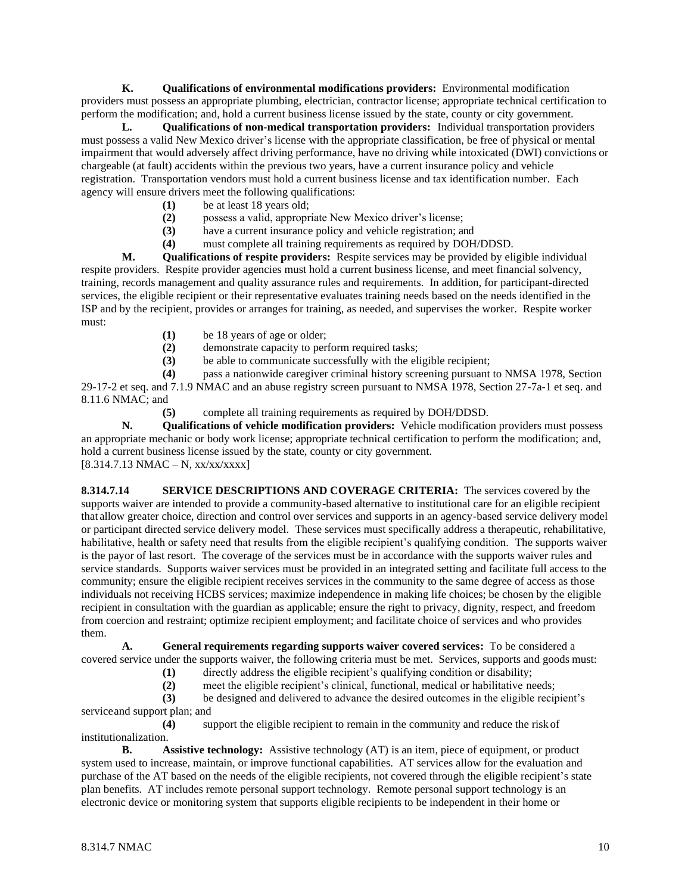**K. Qualifications of environmental modifications providers:** Environmental modification providers must possess an appropriate plumbing, electrician, contractor license; appropriate technical certification to perform the modification; and, hold a current business license issued by the state, county or city government.

**L. Qualifications of non-medical transportation providers:** Individual transportation providers must possess a valid New Mexico driver's license with the appropriate classification, be free of physical or mental impairment that would adversely affect driving performance, have no driving while intoxicated (DWI) convictions or chargeable (at fault) accidents within the previous two years, have a current insurance policy and vehicle registration. Transportation vendors must hold a current business license and tax identification number. Each agency will ensure drivers meet the following qualifications:

**(1)** be at least 18 years old;
**(2)** possess a valid, appropriate New Mexico driver's license;
**(3)** have a current insurance policy and vehicle registration; and
**(4)** must complete all training requirements as required by DOH/DDSD.

**M. Qualifications of respite providers:** Respite services may be provided by eligible individual respite providers. Respite provider agencies must hold a current business license, and meet financial solvency, training, records management and quality assurance rules and requirements. In addition, for participant-directed services, the eligible recipient or their representative evaluates training needs based on the needs identified in the ISP and by the recipient, provides or arranges for training, as needed, and supervises the worker. Respite worker must:

**(1)** be 18 years of age or older;
**(2)** demonstrate capacity to perform required tasks;
**(3)** be able to communicate successfully with the eligible recipient;
**(4)** pass a nationwide caregiver criminal history screening pursuant to NMSA 1978, Section 29-17-2 et seq. and 7.1.9 NMAC and an abuse registry screen pursuant to NMSA 1978, Section 27-7a-1 et seq. and 8.11.6 NMAC; and
**(5)** complete all training requirements as required by DOH/DDSD.

**N. Qualifications of vehicle modification providers:** Vehicle modification providers must possess an appropriate mechanic or body work license; appropriate technical certification to perform the modification; and, hold a current business license issued by the state, county or city government.
[8.314.7.13 NMAC – N, xx/xx/xxxx]

**8.314.7.14 SERVICE DESCRIPTIONS AND COVERAGE CRITERIA:** The services covered by the supports waiver are intended to provide a community-based alternative to institutional care for an eligible recipient that allow greater choice, direction and control over services and supports in an agency-based service delivery model or participant directed service delivery model. These services must specifically address a therapeutic, rehabilitative, habilitative, health or safety need that results from the eligible recipient's qualifying condition. The supports waiver is the payor of last resort. The coverage of the services must be in accordance with the supports waiver rules and service standards. Supports waiver services must be provided in an integrated setting and facilitate full access to the community; ensure the eligible recipient receives services in the community to the same degree of access as those individuals not receiving HCBS services; maximize independence in making life choices; be chosen by the eligible recipient in consultation with the guardian as applicable; ensure the right to privacy, dignity, respect, and freedom from coercion and restraint; optimize recipient employment; and facilitate choice of services and who provides them.

**A. General requirements regarding supports waiver covered services:** To be considered a covered service under the supports waiver, the following criteria must be met. Services, supports and goods must:

**(1)** directly address the eligible recipient's qualifying condition or disability;
**(2)** meet the eligible recipient's clinical, functional, medical or habilitative needs;
**(3)** be designed and delivered to advance the desired outcomes in the eligible recipient's service and support plan; and
**(4)** support the eligible recipient to remain in the community and reduce the risk of institutionalization.

**B. Assistive technology:** Assistive technology (AT) is an item, piece of equipment, or product system used to increase, maintain, or improve functional capabilities. AT services allow for the evaluation and purchase of the AT based on the needs of the eligible recipients, not covered through the eligible recipient's state plan benefits. AT includes remote personal support technology. Remote personal support technology is an electronic device or monitoring system that supports eligible recipients to be independent in their home or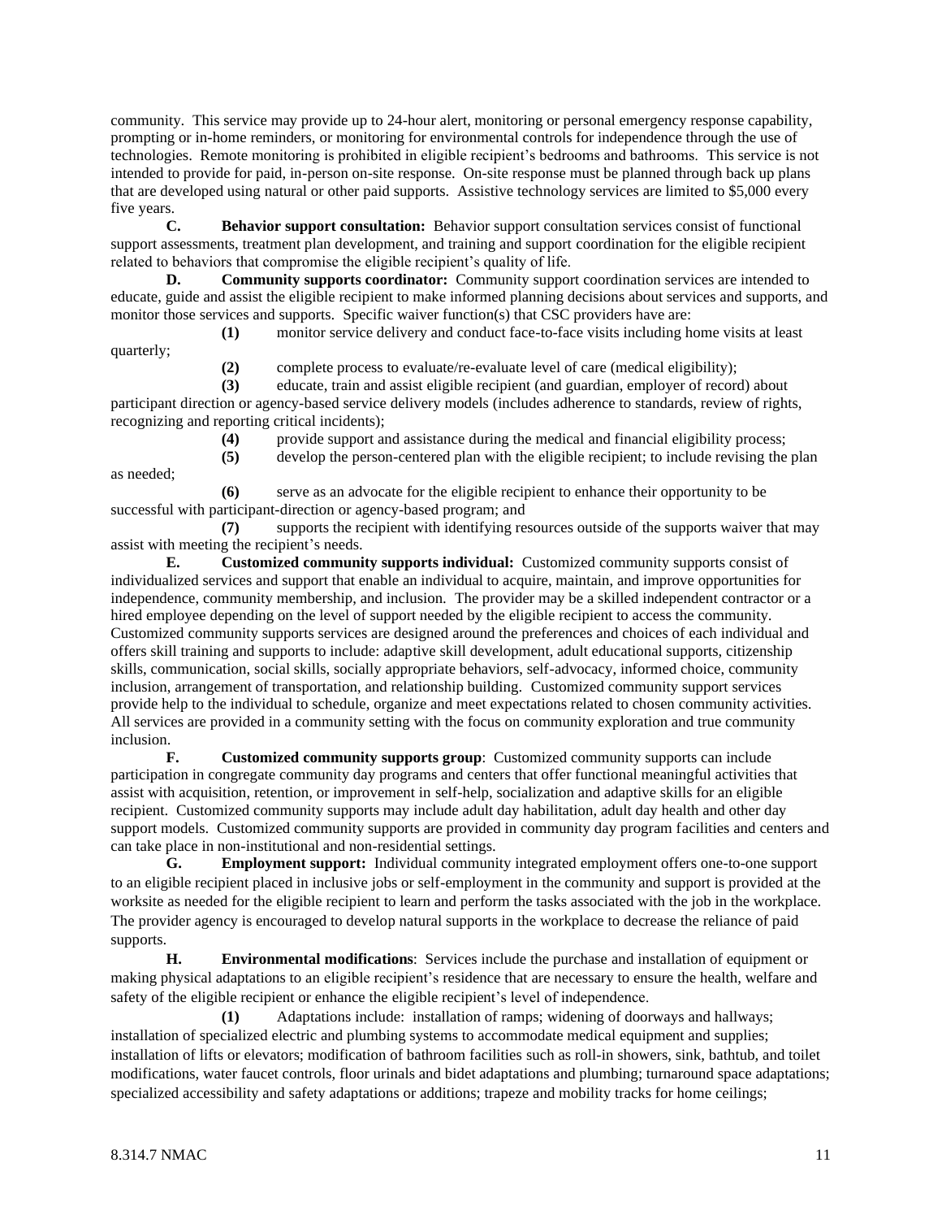community. This service may provide up to 24-hour alert, monitoring or personal emergency response capability, prompting or in-home reminders, or monitoring for environmental controls for independence through the use of technologies. Remote monitoring is prohibited in eligible recipient's bedrooms and bathrooms. This service is not intended to provide for paid, in-person on-site response. On-site response must be planned through back up plans that are developed using natural or other paid supports. Assistive technology services are limited to $5,000 every five years.

**C. Behavior support consultation:** Behavior support consultation services consist of functional support assessments, treatment plan development, and training and support coordination for the eligible recipient related to behaviors that compromise the eligible recipient's quality of life.

**D. Community supports coordinator:** Community support coordination services are intended to educate, guide and assist the eligible recipient to make informed planning decisions about services and supports, and monitor those services and supports. Specific waiver function(s) that CSC providers have are:

**(1)** monitor service delivery and conduct face-to-face visits including home visits at least quarterly;

**(2)** complete process to evaluate/re-evaluate level of care (medical eligibility);

**(3)** educate, train and assist eligible recipient (and guardian, employer of record) about participant direction or agency-based service delivery models (includes adherence to standards, review of rights, recognizing and reporting critical incidents);

**(4)** provide support and assistance during the medical and financial eligibility process;

**(5)** develop the person-centered plan with the eligible recipient; to include revising the plan as needed;

**(6)** serve as an advocate for the eligible recipient to enhance their opportunity to be successful with participant-direction or agency-based program; and

**(7)** supports the recipient with identifying resources outside of the supports waiver that may assist with meeting the recipient's needs.

**E. Customized community supports individual:** Customized community supports consist of individualized services and support that enable an individual to acquire, maintain, and improve opportunities for independence, community membership, and inclusion. The provider may be a skilled independent contractor or a hired employee depending on the level of support needed by the eligible recipient to access the community. Customized community supports services are designed around the preferences and choices of each individual and offers skill training and supports to include: adaptive skill development, adult educational supports, citizenship skills, communication, social skills, socially appropriate behaviors, self-advocacy, informed choice, community inclusion, arrangement of transportation, and relationship building. Customized community support services provide help to the individual to schedule, organize and meet expectations related to chosen community activities. All services are provided in a community setting with the focus on community exploration and true community inclusion.

**F. Customized community supports group**: Customized community supports can include participation in congregate community day programs and centers that offer functional meaningful activities that assist with acquisition, retention, or improvement in self-help, socialization and adaptive skills for an eligible recipient. Customized community supports may include adult day habilitation, adult day health and other day support models. Customized community supports are provided in community day program facilities and centers and can take place in non-institutional and non-residential settings.

**G. Employment support:** Individual community integrated employment offers one-to-one support to an eligible recipient placed in inclusive jobs or self-employment in the community and support is provided at the worksite as needed for the eligible recipient to learn and perform the tasks associated with the job in the workplace. The provider agency is encouraged to develop natural supports in the workplace to decrease the reliance of paid supports.

**H. Environmental modifications**: Services include the purchase and installation of equipment or making physical adaptations to an eligible recipient's residence that are necessary to ensure the health, welfare and safety of the eligible recipient or enhance the eligible recipient's level of independence.

**(1)** Adaptations include: installation of ramps; widening of doorways and hallways; installation of specialized electric and plumbing systems to accommodate medical equipment and supplies; installation of lifts or elevators; modification of bathroom facilities such as roll-in showers, sink, bathtub, and toilet modifications, water faucet controls, floor urinals and bidet adaptations and plumbing; turnaround space adaptations; specialized accessibility and safety adaptations or additions; trapeze and mobility tracks for home ceilings;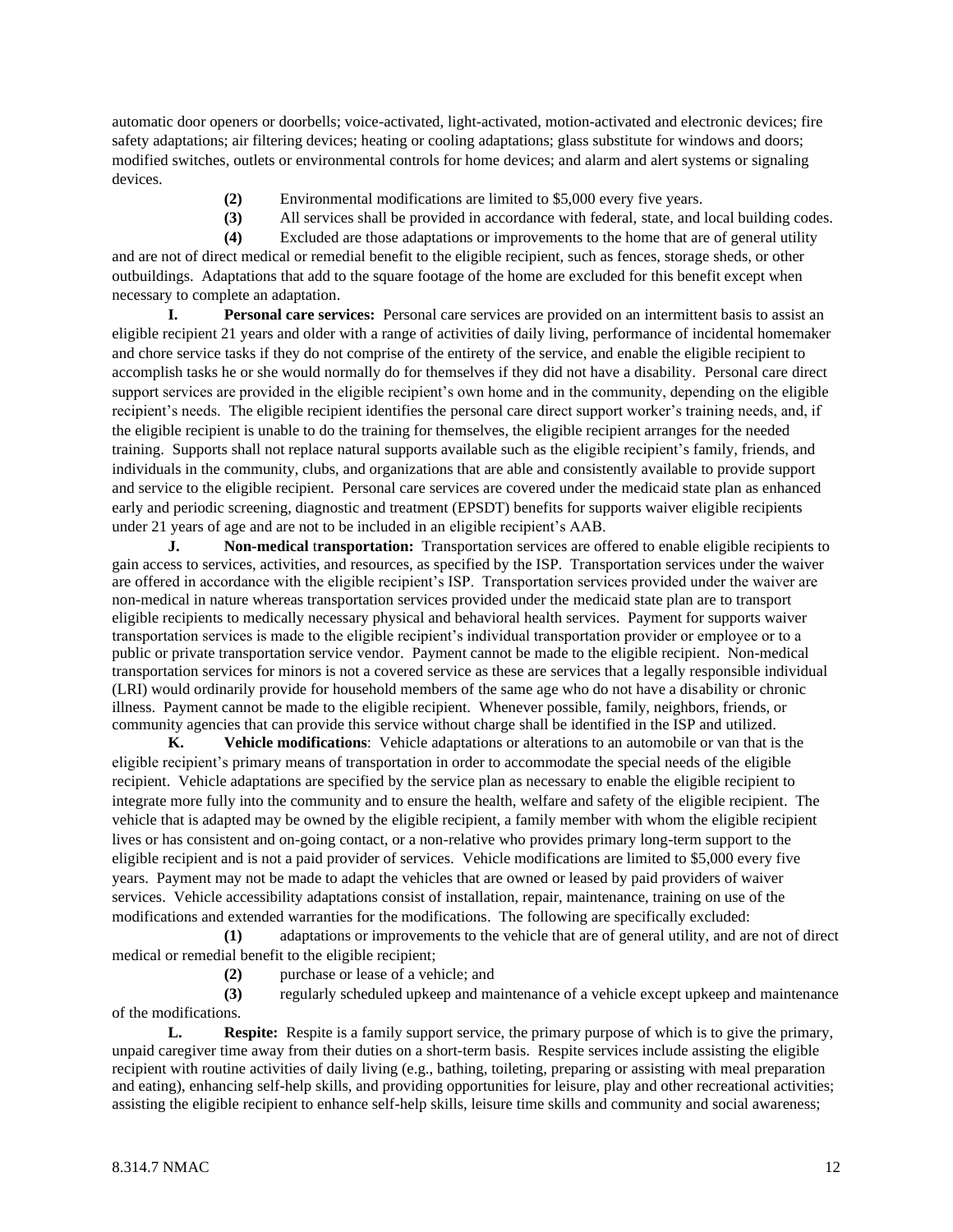automatic door openers or doorbells; voice-activated, light-activated, motion-activated and electronic devices; fire safety adaptations; air filtering devices; heating or cooling adaptations; glass substitute for windows and doors; modified switches, outlets or environmental controls for home devices; and alarm and alert systems or signaling devices.

**(2)** Environmental modifications are limited to $5,000 every five years.

**(3)** All services shall be provided in accordance with federal, state, and local building codes.

**(4)** Excluded are those adaptations or improvements to the home that are of general utility and are not of direct medical or remedial benefit to the eligible recipient, such as fences, storage sheds, or other outbuildings. Adaptations that add to the square footage of the home are excluded for this benefit except when necessary to complete an adaptation.

**I. Personal care services:** Personal care services are provided on an intermittent basis to assist an eligible recipient 21 years and older with a range of activities of daily living, performance of incidental homemaker and chore service tasks if they do not comprise of the entirety of the service, and enable the eligible recipient to accomplish tasks he or she would normally do for themselves if they did not have a disability. Personal care direct support services are provided in the eligible recipient's own home and in the community, depending on the eligible recipient's needs. The eligible recipient identifies the personal care direct support worker's training needs, and, if the eligible recipient is unable to do the training for themselves, the eligible recipient arranges for the needed training. Supports shall not replace natural supports available such as the eligible recipient's family, friends, and individuals in the community, clubs, and organizations that are able and consistently available to provide support and service to the eligible recipient. Personal care services are covered under the medicaid state plan as enhanced early and periodic screening, diagnostic and treatment (EPSDT) benefits for supports waiver eligible recipients under 21 years of age and are not to be included in an eligible recipient's AAB.

**J. Non-medical transportation:** Transportation services are offered to enable eligible recipients to gain access to services, activities, and resources, as specified by the ISP. Transportation services under the waiver are offered in accordance with the eligible recipient's ISP. Transportation services provided under the waiver are non-medical in nature whereas transportation services provided under the medicaid state plan are to transport eligible recipients to medically necessary physical and behavioral health services. Payment for supports waiver transportation services is made to the eligible recipient's individual transportation provider or employee or to a public or private transportation service vendor. Payment cannot be made to the eligible recipient. Non-medical transportation services for minors is not a covered service as these are services that a legally responsible individual (LRI) would ordinarily provide for household members of the same age who do not have a disability or chronic illness. Payment cannot be made to the eligible recipient. Whenever possible, family, neighbors, friends, or community agencies that can provide this service without charge shall be identified in the ISP and utilized.

**K. Vehicle modifications**: Vehicle adaptations or alterations to an automobile or van that is the eligible recipient's primary means of transportation in order to accommodate the special needs of the eligible recipient. Vehicle adaptations are specified by the service plan as necessary to enable the eligible recipient to integrate more fully into the community and to ensure the health, welfare and safety of the eligible recipient. The vehicle that is adapted may be owned by the eligible recipient, a family member with whom the eligible recipient lives or has consistent and on-going contact, or a non-relative who provides primary long-term support to the eligible recipient and is not a paid provider of services. Vehicle modifications are limited to $5,000 every five years. Payment may not be made to adapt the vehicles that are owned or leased by paid providers of waiver services. Vehicle accessibility adaptations consist of installation, repair, maintenance, training on use of the modifications and extended warranties for the modifications. The following are specifically excluded:

**(1)** adaptations or improvements to the vehicle that are of general utility, and are not of direct medical or remedial benefit to the eligible recipient;

**(2)** purchase or lease of a vehicle; and

**(3)** regularly scheduled upkeep and maintenance of a vehicle except upkeep and maintenance of the modifications.

**L. Respite:** Respite is a family support service, the primary purpose of which is to give the primary, unpaid caregiver time away from their duties on a short-term basis. Respite services include assisting the eligible recipient with routine activities of daily living (e.g., bathing, toileting, preparing or assisting with meal preparation and eating), enhancing self-help skills, and providing opportunities for leisure, play and other recreational activities; assisting the eligible recipient to enhance self-help skills, leisure time skills and community and social awareness;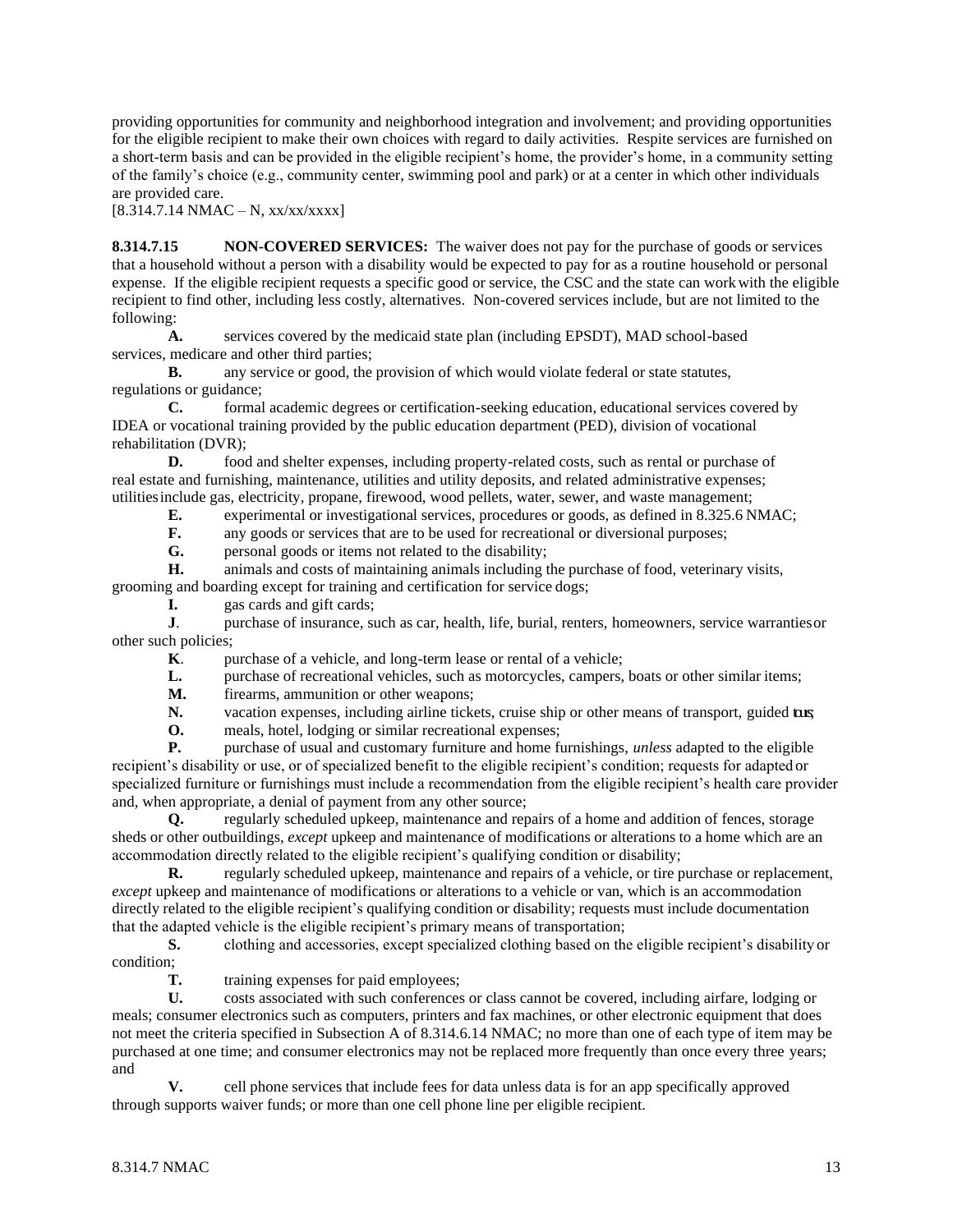providing opportunities for community and neighborhood integration and involvement; and providing opportunities for the eligible recipient to make their own choices with regard to daily activities. Respite services are furnished on a short-term basis and can be provided in the eligible recipient's home, the provider's home, in a community setting of the family's choice (e.g., community center, swimming pool and park) or at a center in which other individuals are provided care.
[8.314.7.14 NMAC – N, xx/xx/xxxx]

**8.314.7.15 NON-COVERED SERVICES:** The waiver does not pay for the purchase of goods or services that a household without a person with a disability would be expected to pay for as a routine household or personal expense. If the eligible recipient requests a specific good or service, the CSC and the state can work with the eligible recipient to find other, including less costly, alternatives. Non-covered services include, but are not limited to the following:

**A.** services covered by the medicaid state plan (including EPSDT), MAD school-based services, medicare and other third parties;

**B.** any service or good, the provision of which would violate federal or state statutes, regulations or guidance;

**C.** formal academic degrees or certification-seeking education, educational services covered by IDEA or vocational training provided by the public education department (PED), division of vocational rehabilitation (DVR);

**D.** food and shelter expenses, including property-related costs, such as rental or purchase of real estate and furnishing, maintenance, utilities and utility deposits, and related administrative expenses; utilities include gas, electricity, propane, firewood, wood pellets, water, sewer, and waste management;

**E.** experimental or investigational services, procedures or goods, as defined in 8.325.6 NMAC;

**F.** any goods or services that are to be used for recreational or diversional purposes;

**G.** personal goods or items not related to the disability;

**H.** animals and costs of maintaining animals including the purchase of food, veterinary visits, grooming and boarding except for training and certification for service dogs;

**I.** gas cards and gift cards;

**J**. purchase of insurance, such as car, health, life, burial, renters, homeowners, service warranties or other such policies;

**K**. purchase of a vehicle, and long-term lease or rental of a vehicle;

**L.** purchase of recreational vehicles, such as motorcycles, campers, boats or other similar items;

**M.** firearms, ammunition or other weapons;

**N.** vacation expenses, including airline tickets, cruise ship or other means of transport, guided tours;

**O.** meals, hotel, lodging or similar recreational expenses;

**P.** purchase of usual and customary furniture and home furnishings, *unless* adapted to the eligible recipient's disability or use, or of specialized benefit to the eligible recipient's condition; requests for adapted or specialized furniture or furnishings must include a recommendation from the eligible recipient's health care provider and, when appropriate, a denial of payment from any other source;

**Q.** regularly scheduled upkeep, maintenance and repairs of a home and addition of fences, storage sheds or other outbuildings, *except* upkeep and maintenance of modifications or alterations to a home which are an accommodation directly related to the eligible recipient's qualifying condition or disability;

**R.** regularly scheduled upkeep, maintenance and repairs of a vehicle, or tire purchase or replacement, *except* upkeep and maintenance of modifications or alterations to a vehicle or van, which is an accommodation directly related to the eligible recipient's qualifying condition or disability; requests must include documentation that the adapted vehicle is the eligible recipient's primary means of transportation;

**S.** clothing and accessories, except specialized clothing based on the eligible recipient's disability or condition;

**T.** training expenses for paid employees;

**U.** costs associated with such conferences or class cannot be covered, including airfare, lodging or meals; consumer electronics such as computers, printers and fax machines, or other electronic equipment that does not meet the criteria specified in Subsection A of 8.314.6.14 NMAC; no more than one of each type of item may be purchased at one time; and consumer electronics may not be replaced more frequently than once every three years; and

**V.** cell phone services that include fees for data unless data is for an app specifically approved through supports waiver funds; or more than one cell phone line per eligible recipient.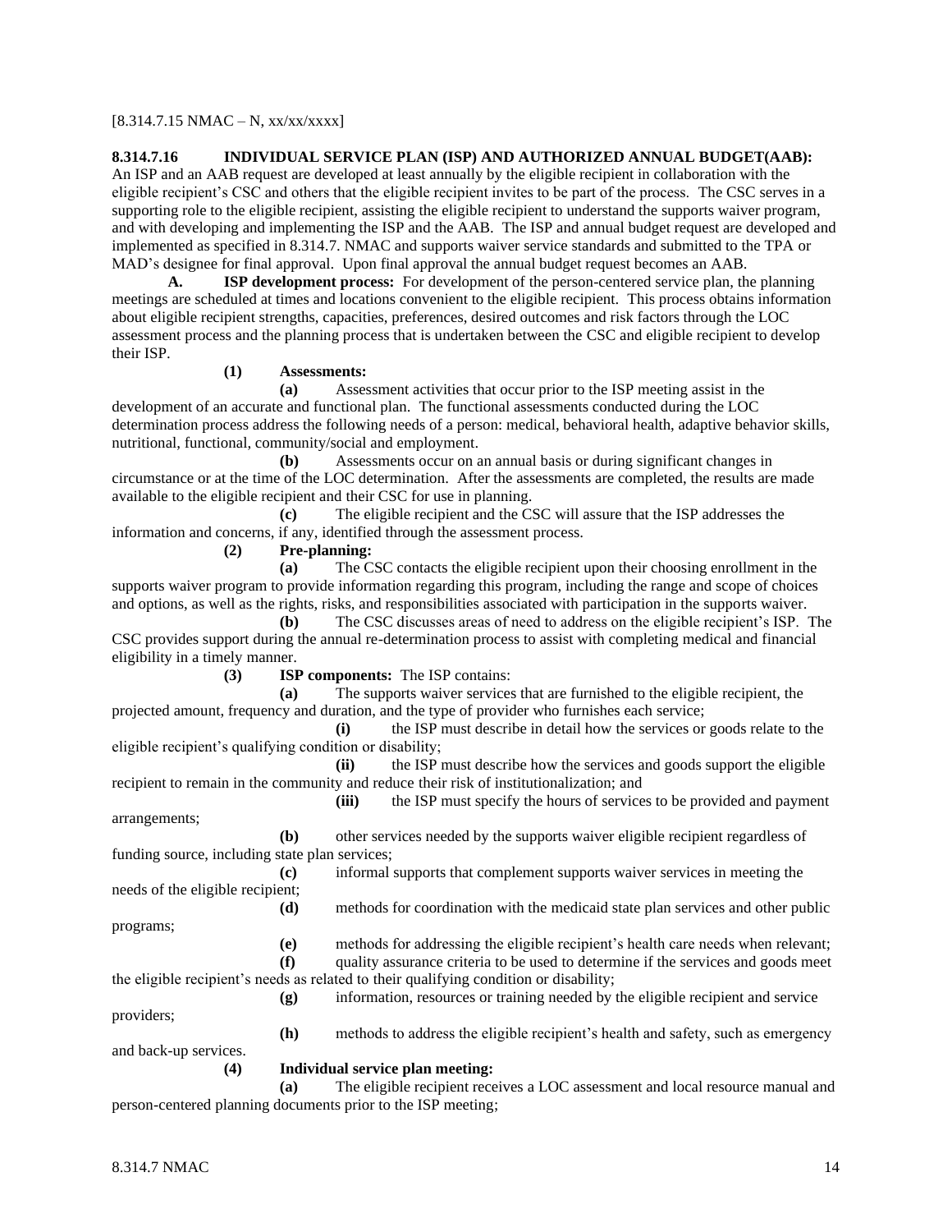[8.314.7.15 NMAC – N, xx/xx/xxxx]

**8.314.7.16 INDIVIDUAL SERVICE PLAN (ISP) AND AUTHORIZED ANNUAL BUDGET(AAB):** An ISP and an AAB request are developed at least annually by the eligible recipient in collaboration with the eligible recipient's CSC and others that the eligible recipient invites to be part of the process. The CSC serves in a supporting role to the eligible recipient, assisting the eligible recipient to understand the supports waiver program, and with developing and implementing the ISP and the AAB. The ISP and annual budget request are developed and implemented as specified in 8.314.7. NMAC and supports waiver service standards and submitted to the TPA or MAD's designee for final approval. Upon final approval the annual budget request becomes an AAB.

**A. ISP development process:** For development of the person-centered service plan, the planning meetings are scheduled at times and locations convenient to the eligible recipient. This process obtains information about eligible recipient strengths, capacities, preferences, desired outcomes and risk factors through the LOC assessment process and the planning process that is undertaken between the CSC and eligible recipient to develop their ISP.

**(1) Assessments:**

**(a)** Assessment activities that occur prior to the ISP meeting assist in the development of an accurate and functional plan. The functional assessments conducted during the LOC determination process address the following needs of a person: medical, behavioral health, adaptive behavior skills, nutritional, functional, community/social and employment.

**(b)** Assessments occur on an annual basis or during significant changes in circumstance or at the time of the LOC determination. After the assessments are completed, the results are made available to the eligible recipient and their CSC for use in planning.

**(c)** The eligible recipient and the CSC will assure that the ISP addresses the information and concerns, if any, identified through the assessment process.

**(2) Pre-planning:**

**(a)** The CSC contacts the eligible recipient upon their choosing enrollment in the supports waiver program to provide information regarding this program, including the range and scope of choices and options, as well as the rights, risks, and responsibilities associated with participation in the supports waiver.

**(b)** The CSC discusses areas of need to address on the eligible recipient's ISP. The CSC provides support during the annual re-determination process to assist with completing medical and financial eligibility in a timely manner.

**(3) ISP components:** The ISP contains:

**(a)** The supports waiver services that are furnished to the eligible recipient, the projected amount, frequency and duration, and the type of provider who furnishes each service;

**(i)** the ISP must describe in detail how the services or goods relate to the eligible recipient's qualifying condition or disability;

**(ii)** the ISP must describe how the services and goods support the eligible recipient to remain in the community and reduce their risk of institutionalization; and

**(iii)** the ISP must specify the hours of services to be provided and payment arrangements;

**(b)** other services needed by the supports waiver eligible recipient regardless of funding source, including state plan services;

**(c)** informal supports that complement supports waiver services in meeting the needs of the eligible recipient;

**(d)** methods for coordination with the medicaid state plan services and other public programs;

**(e)** methods for addressing the eligible recipient's health care needs when relevant;

**(f)** quality assurance criteria to be used to determine if the services and goods meet the eligible recipient's needs as related to their qualifying condition or disability;

**(g)** information, resources or training needed by the eligible recipient and service providers;

**(h)** methods to address the eligible recipient's health and safety, such as emergency and back-up services.

**(4) Individual service plan meeting:**

**(a)** The eligible recipient receives a LOC assessment and local resource manual and person-centered planning documents prior to the ISP meeting;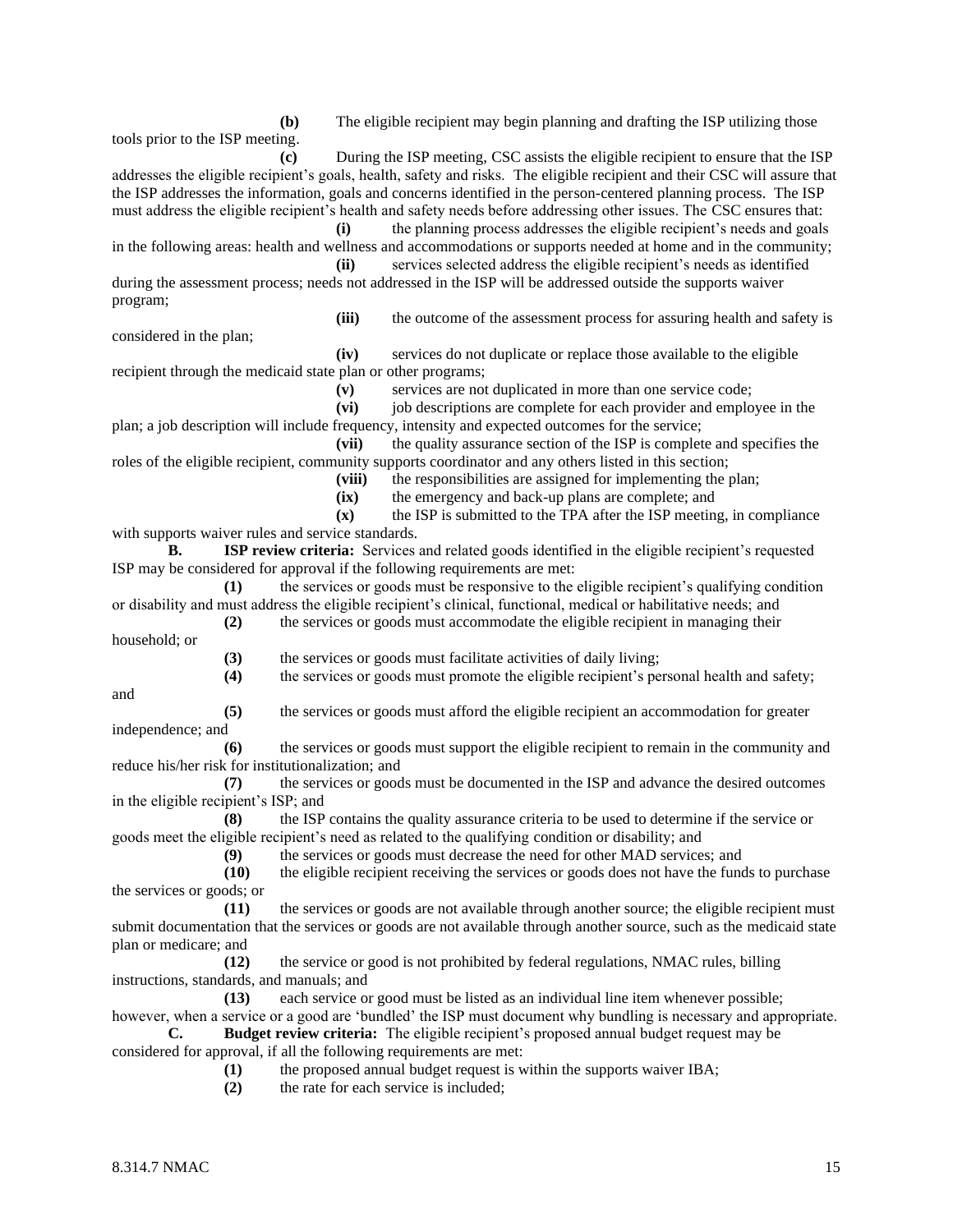**(b)** The eligible recipient may begin planning and drafting the ISP utilizing those tools prior to the ISP meeting.

**(c)** During the ISP meeting, CSC assists the eligible recipient to ensure that the ISP addresses the eligible recipient's goals, health, safety and risks. The eligible recipient and their CSC will assure that the ISP addresses the information, goals and concerns identified in the person-centered planning process. The ISP must address the eligible recipient's health and safety needs before addressing other issues. The CSC ensures that:

**(i)** the planning process addresses the eligible recipient's needs and goals in the following areas: health and wellness and accommodations or supports needed at home and in the community;

**(ii)** services selected address the eligible recipient's needs as identified during the assessment process; needs not addressed in the ISP will be addressed outside the supports waiver program;

**(iii)** the outcome of the assessment process for assuring health and safety is considered in the plan;

**(iv)** services do not duplicate or replace those available to the eligible recipient through the medicaid state plan or other programs;

**(v)** services are not duplicated in more than one service code;

**(vi)** job descriptions are complete for each provider and employee in the plan; a job description will include frequency, intensity and expected outcomes for the service;

**(vii)** the quality assurance section of the ISP is complete and specifies the roles of the eligible recipient, community supports coordinator and any others listed in this section;

**(viii)** the responsibilities are assigned for implementing the plan;

**(ix)** the emergency and back-up plans are complete; and

**(x)** the ISP is submitted to the TPA after the ISP meeting, in compliance with supports waiver rules and service standards.

**B. ISP review criteria:** Services and related goods identified in the eligible recipient's requested ISP may be considered for approval if the following requirements are met:

**(1)** the services or goods must be responsive to the eligible recipient's qualifying condition or disability and must address the eligible recipient's clinical, functional, medical or habilitative needs; and

**(2)** the services or goods must accommodate the eligible recipient in managing their household; or

**(3)** the services or goods must facilitate activities of daily living;

**(4)** the services or goods must promote the eligible recipient's personal health and safety; and

**(5)** the services or goods must afford the eligible recipient an accommodation for greater independence; and

**(6)** the services or goods must support the eligible recipient to remain in the community and reduce his/her risk for institutionalization; and

**(7)** the services or goods must be documented in the ISP and advance the desired outcomes in the eligible recipient's ISP; and

**(8)** the ISP contains the quality assurance criteria to be used to determine if the service or goods meet the eligible recipient's need as related to the qualifying condition or disability; and

**(9)** the services or goods must decrease the need for other MAD services; and

**(10)** the eligible recipient receiving the services or goods does not have the funds to purchase the services or goods; or

**(11)** the services or goods are not available through another source; the eligible recipient must submit documentation that the services or goods are not available through another source, such as the medicaid state plan or medicare; and

**(12)** the service or good is not prohibited by federal regulations, NMAC rules, billing instructions, standards, and manuals; and

**(13)** each service or good must be listed as an individual line item whenever possible; however, when a service or a good are 'bundled' the ISP must document why bundling is necessary and appropriate.

**C. Budget review criteria:** The eligible recipient's proposed annual budget request may be considered for approval, if all the following requirements are met:

**(1)** the proposed annual budget request is within the supports waiver IBA;

**(2)** the rate for each service is included;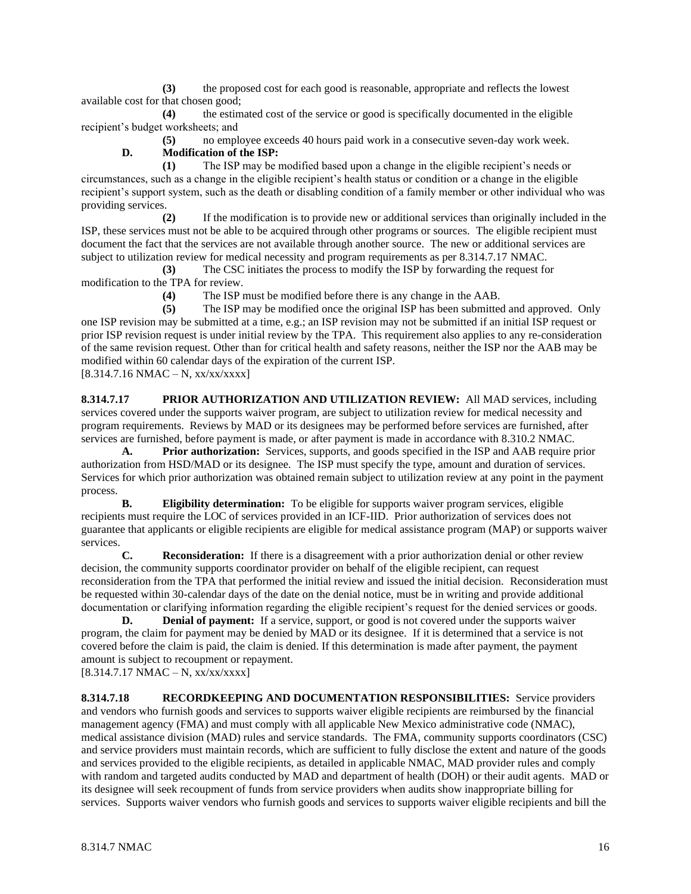**(3)** the proposed cost for each good is reasonable, appropriate and reflects the lowest available cost for that chosen good;

**(4)** the estimated cost of the service or good is specifically documented in the eligible recipient's budget worksheets; and

**(5)** no employee exceeds 40 hours paid work in a consecutive seven-day work week.

**D. Modification of the ISP:**

**(1)** The ISP may be modified based upon a change in the eligible recipient's needs or circumstances, such as a change in the eligible recipient's health status or condition or a change in the eligible recipient's support system, such as the death or disabling condition of a family member or other individual who was providing services.

**(2)** If the modification is to provide new or additional services than originally included in the ISP, these services must not be able to be acquired through other programs or sources. The eligible recipient must document the fact that the services are not available through another source. The new or additional services are subject to utilization review for medical necessity and program requirements as per 8.314.7.17 NMAC.

**(3)** The CSC initiates the process to modify the ISP by forwarding the request for modification to the TPA for review.

**(4)** The ISP must be modified before there is any change in the AAB.

**(5)** The ISP may be modified once the original ISP has been submitted and approved. Only one ISP revision may be submitted at a time, e.g.; an ISP revision may not be submitted if an initial ISP request or prior ISP revision request is under initial review by the TPA. This requirement also applies to any re-consideration of the same revision request. Other than for critical health and safety reasons, neither the ISP nor the AAB may be modified within 60 calendar days of the expiration of the current ISP.

[8.314.7.16 NMAC – N, xx/xx/xxxx]

**8.314.7.17 PRIOR AUTHORIZATION AND UTILIZATION REVIEW:** All MAD services, including services covered under the supports waiver program, are subject to utilization review for medical necessity and program requirements. Reviews by MAD or its designees may be performed before services are furnished, after services are furnished, before payment is made, or after payment is made in accordance with 8.310.2 NMAC.

**A. Prior authorization:** Services, supports, and goods specified in the ISP and AAB require prior authorization from HSD/MAD or its designee. The ISP must specify the type, amount and duration of services. Services for which prior authorization was obtained remain subject to utilization review at any point in the payment process.

**B. Eligibility determination:** To be eligible for supports waiver program services, eligible recipients must require the LOC of services provided in an ICF-IID. Prior authorization of services does not guarantee that applicants or eligible recipients are eligible for medical assistance program (MAP) or supports waiver services.

**C. Reconsideration:** If there is a disagreement with a prior authorization denial or other review decision, the community supports coordinator provider on behalf of the eligible recipient, can request reconsideration from the TPA that performed the initial review and issued the initial decision. Reconsideration must be requested within 30-calendar days of the date on the denial notice, must be in writing and provide additional documentation or clarifying information regarding the eligible recipient's request for the denied services or goods.

**D. Denial of payment:** If a service, support, or good is not covered under the supports waiver program, the claim for payment may be denied by MAD or its designee. If it is determined that a service is not covered before the claim is paid, the claim is denied. If this determination is made after payment, the payment amount is subject to recoupment or repayment.

[8.314.7.17 NMAC – N, xx/xx/xxxx]

**8.314.7.18 RECORDKEEPING AND DOCUMENTATION RESPONSIBILITIES:** Service providers and vendors who furnish goods and services to supports waiver eligible recipients are reimbursed by the financial management agency (FMA) and must comply with all applicable New Mexico administrative code (NMAC), medical assistance division (MAD) rules and service standards. The FMA, community supports coordinators (CSC) and service providers must maintain records, which are sufficient to fully disclose the extent and nature of the goods and services provided to the eligible recipients, as detailed in applicable NMAC, MAD provider rules and comply with random and targeted audits conducted by MAD and department of health (DOH) or their audit agents. MAD or its designee will seek recoupment of funds from service providers when audits show inappropriate billing for services. Supports waiver vendors who furnish goods and services to supports waiver eligible recipients and bill the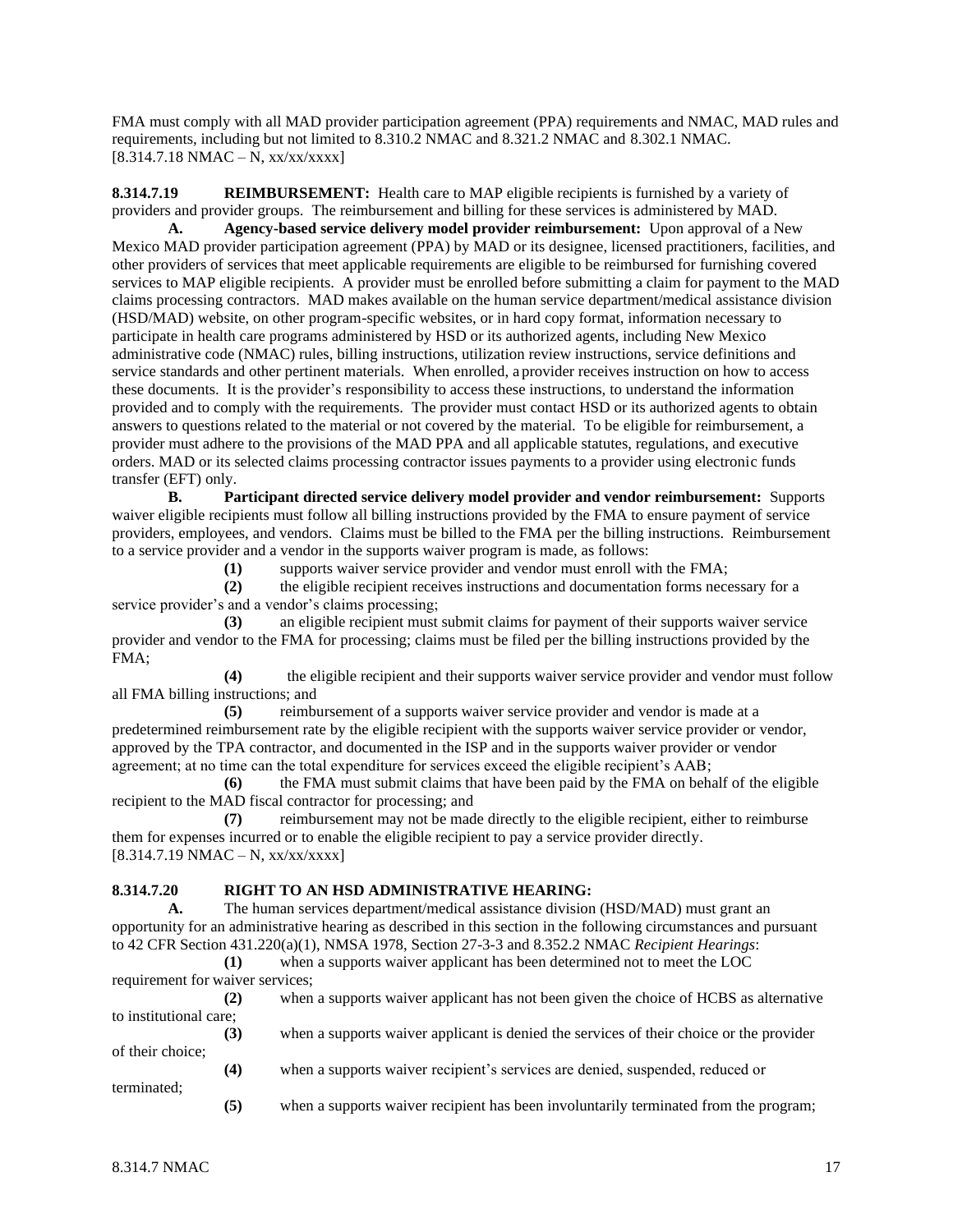FMA must comply with all MAD provider participation agreement (PPA) requirements and NMAC, MAD rules and requirements, including but not limited to 8.310.2 NMAC and 8.321.2 NMAC and 8.302.1 NMAC.
[8.314.7.18 NMAC – N, xx/xx/xxxx]

**8.314.7.19 REIMBURSEMENT:** Health care to MAP eligible recipients is furnished by a variety of providers and provider groups. The reimbursement and billing for these services is administered by MAD.

**A. Agency-based service delivery model provider reimbursement:** Upon approval of a New Mexico MAD provider participation agreement (PPA) by MAD or its designee, licensed practitioners, facilities, and other providers of services that meet applicable requirements are eligible to be reimbursed for furnishing covered services to MAP eligible recipients. A provider must be enrolled before submitting a claim for payment to the MAD claims processing contractors. MAD makes available on the human service department/medical assistance division (HSD/MAD) website, on other program-specific websites, or in hard copy format, information necessary to participate in health care programs administered by HSD or its authorized agents, including New Mexico administrative code (NMAC) rules, billing instructions, utilization review instructions, service definitions and service standards and other pertinent materials. When enrolled, a provider receives instruction on how to access these documents. It is the provider's responsibility to access these instructions, to understand the information provided and to comply with the requirements. The provider must contact HSD or its authorized agents to obtain answers to questions related to the material or not covered by the material. To be eligible for reimbursement, a provider must adhere to the provisions of the MAD PPA and all applicable statutes, regulations, and executive orders. MAD or its selected claims processing contractor issues payments to a provider using electronic funds transfer (EFT) only.

**B. Participant directed service delivery model provider and vendor reimbursement:** Supports waiver eligible recipients must follow all billing instructions provided by the FMA to ensure payment of service providers, employees, and vendors. Claims must be billed to the FMA per the billing instructions. Reimbursement to a service provider and a vendor in the supports waiver program is made, as follows:

**(1)** supports waiver service provider and vendor must enroll with the FMA;

**(2)** the eligible recipient receives instructions and documentation forms necessary for a service provider's and a vendor's claims processing;

**(3)** an eligible recipient must submit claims for payment of their supports waiver service provider and vendor to the FMA for processing; claims must be filed per the billing instructions provided by the FMA;

**(4)** the eligible recipient and their supports waiver service provider and vendor must follow all FMA billing instructions; and

**(5)** reimbursement of a supports waiver service provider and vendor is made at a predetermined reimbursement rate by the eligible recipient with the supports waiver service provider or vendor, approved by the TPA contractor, and documented in the ISP and in the supports waiver provider or vendor agreement; at no time can the total expenditure for services exceed the eligible recipient's AAB;

**(6)** the FMA must submit claims that have been paid by the FMA on behalf of the eligible recipient to the MAD fiscal contractor for processing; and

**(7)** reimbursement may not be made directly to the eligible recipient, either to reimburse them for expenses incurred or to enable the eligible recipient to pay a service provider directly.
[8.314.7.19 NMAC – N, xx/xx/xxxx]

**8.314.7.20 RIGHT TO AN HSD ADMINISTRATIVE HEARING:**

**A.** The human services department/medical assistance division (HSD/MAD) must grant an opportunity for an administrative hearing as described in this section in the following circumstances and pursuant to 42 CFR Section 431.220(a)(1), NMSA 1978, Section 27-3-3 and 8.352.2 NMAC *Recipient Hearings*:

**(1)** when a supports waiver applicant has been determined not to meet the LOC requirement for waiver services;

**(2)** when a supports waiver applicant has not been given the choice of HCBS as alternative to institutional care;

**(3)** when a supports waiver applicant is denied the services of their choice or the provider of their choice;

**(4)** when a supports waiver recipient's services are denied, suspended, reduced or terminated;

**(5)** when a supports waiver recipient has been involuntarily terminated from the program;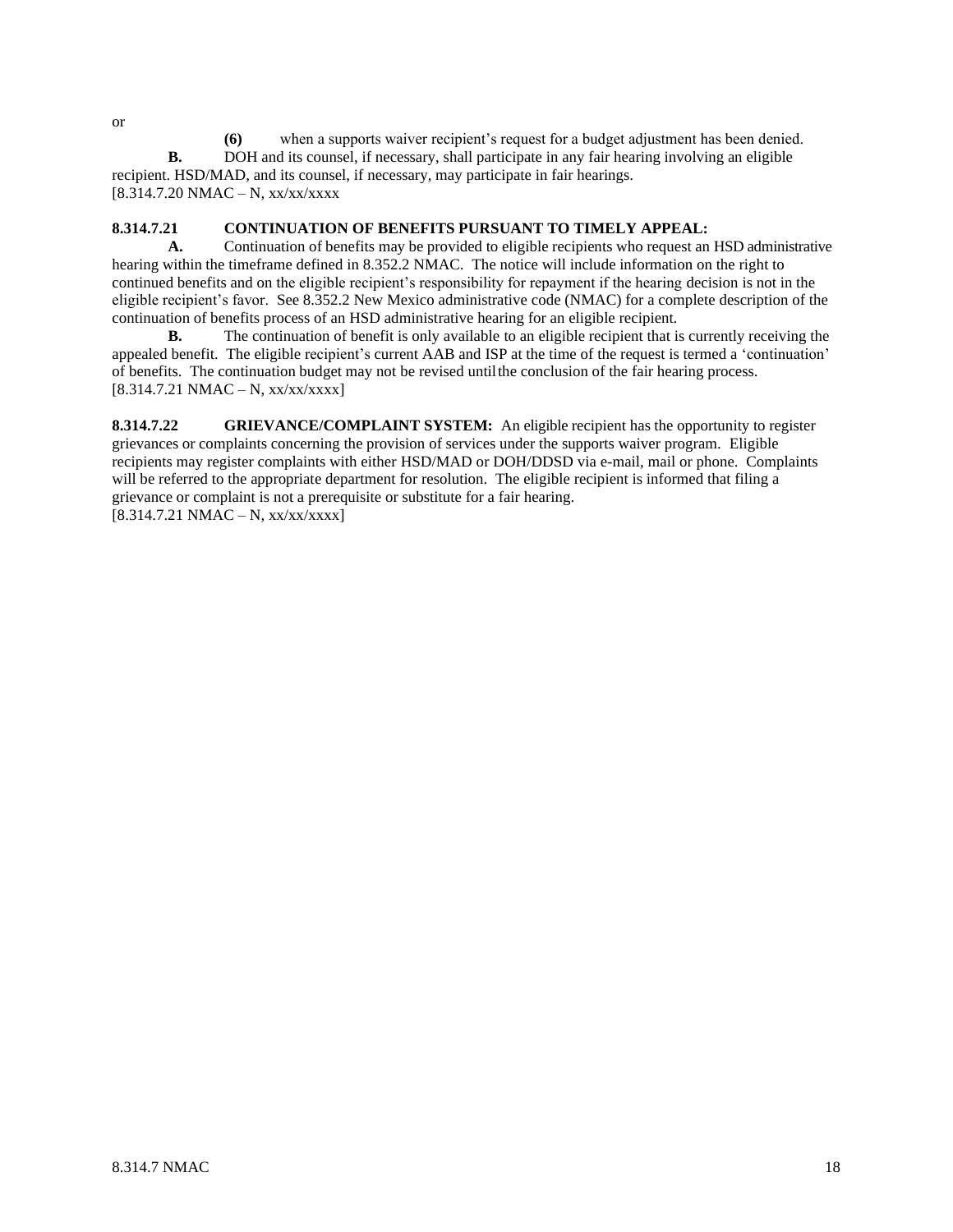or

**(6)** when a supports waiver recipient's request for a budget adjustment has been denied.

**B.** DOH and its counsel, if necessary, shall participate in any fair hearing involving an eligible recipient. HSD/MAD, and its counsel, if necessary, may participate in fair hearings.
[8.314.7.20 NMAC – N, xx/xx/xxxx

**8.314.7.21 CONTINUATION OF BENEFITS PURSUANT TO TIMELY APPEAL:**

**A.** Continuation of benefits may be provided to eligible recipients who request an HSD administrative hearing within the timeframe defined in 8.352.2 NMAC. The notice will include information on the right to continued benefits and on the eligible recipient's responsibility for repayment if the hearing decision is not in the eligible recipient's favor. See 8.352.2 New Mexico administrative code (NMAC) for a complete description of the continuation of benefits process of an HSD administrative hearing for an eligible recipient.

**B.** The continuation of benefit is only available to an eligible recipient that is currently receiving the appealed benefit. The eligible recipient's current AAB and ISP at the time of the request is termed a 'continuation' of benefits. The continuation budget may not be revised until the conclusion of the fair hearing process.
[8.314.7.21 NMAC – N, xx/xx/xxxx]

**8.314.7.22 GRIEVANCE/COMPLAINT SYSTEM:** An eligible recipient has the opportunity to register grievances or complaints concerning the provision of services under the supports waiver program. Eligible recipients may register complaints with either HSD/MAD or DOH/DDSD via e-mail, mail or phone. Complaints will be referred to the appropriate department for resolution. The eligible recipient is informed that filing a grievance or complaint is not a prerequisite or substitute for a fair hearing.
[8.314.7.21 NMAC – N, xx/xx/xxxx]